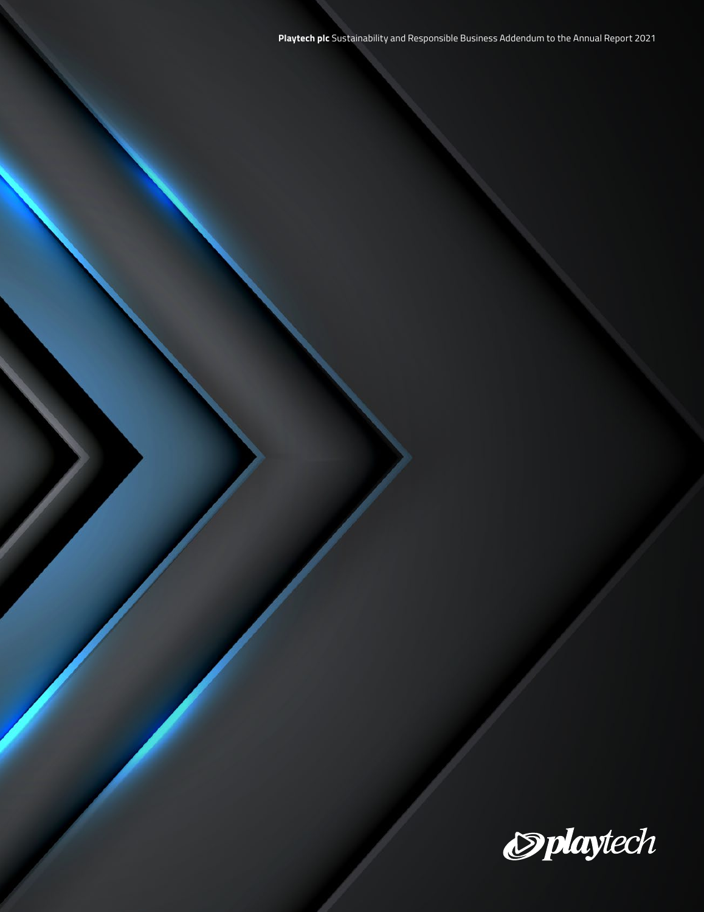**Playtech plc** Sustainability and Responsible Business Addendum to the Annual Report 2021

playtech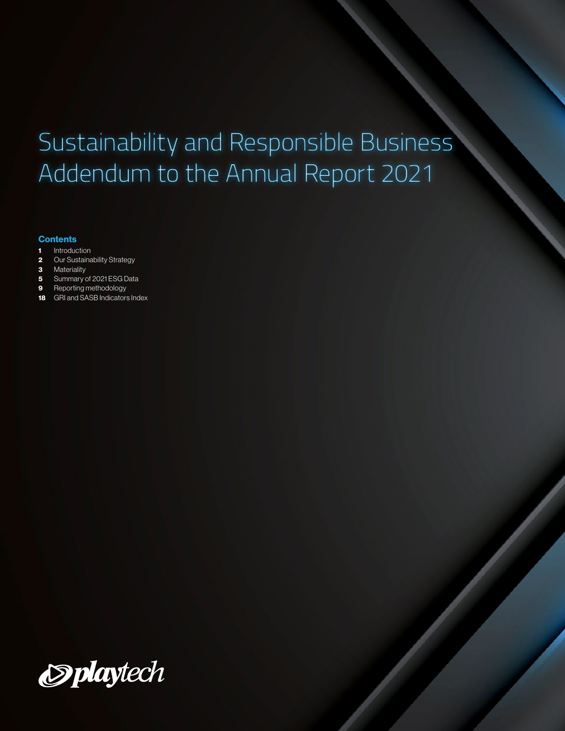# Sustainability and Responsible Business Addendum to the Annual Report 2021

**Contents**

- **1** Introduction
- **2** Our Sustainability Strategy
- **3** Materiality
- **5** Summary of 2021 ESG Data
- **9** Reporting methodology
- **18** GRI and SASB Indicators Index

playtech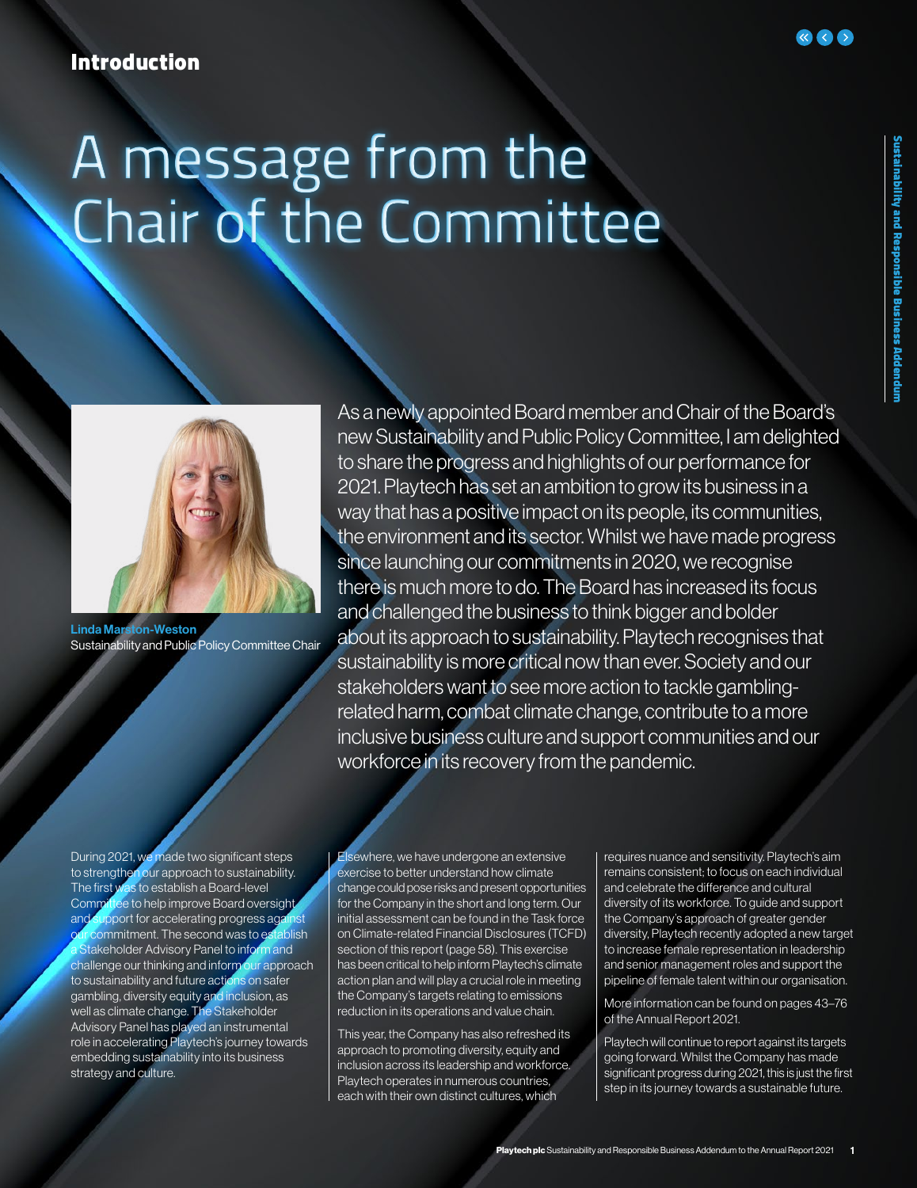## Introduction

# A message from the Chair of the Committee

**Linda Marston-Weston**
Sustainability and Public Policy Committee Chair

As a newly appointed Board member and Chair of the Board's new Sustainability and Public Policy Committee, I am delighted to share the progress and highlights of our performance for 2021. Playtech has set an ambition to grow its business in a way that has a positive impact on its people, its communities, the environment and its sector. Whilst we have made progress since launching our commitments in 2020, we recognise there is much more to do. The Board has increased its focus and challenged the business to think bigger and bolder about its approach to sustainability. Playtech recognises that sustainability is more critical now than ever. Society and our stakeholders want to see more action to tackle gambling-related harm, combat climate change, contribute to a more inclusive business culture and support communities and our workforce in its recovery from the pandemic.

During 2021, we made two significant steps to strengthen our approach to sustainability. The first was to establish a Board-level Committee to help improve Board oversight and support for accelerating progress against our commitment. The second was to establish a Stakeholder Advisory Panel to inform and challenge our thinking and inform our approach to sustainability and future actions on safer gambling, diversity equity and inclusion, as well as climate change. The Stakeholder Advisory Panel has played an instrumental role in accelerating Playtech's journey towards embedding sustainability into its business strategy and culture.

Elsewhere, we have undergone an extensive exercise to better understand how climate change could pose risks and present opportunities for the Company in the short and long term. Our initial assessment can be found in the Task force on Climate-related Financial Disclosures (TCFD) section of this report (page 58). This exercise has been critical to help inform Playtech's climate action plan and will play a crucial role in meeting the Company's targets relating to emissions reduction in its operations and value chain.

This year, the Company has also refreshed its approach to promoting diversity, equity and inclusion across its leadership and workforce. Playtech operates in numerous countries, each with their own distinct cultures, which requires nuance and sensitivity. Playtech's aim remains consistent; to focus on each individual and celebrate the difference and cultural diversity of its workforce. To guide and support the Company's approach of greater gender diversity, Playtech recently adopted a new target to increase female representation in leadership and senior management roles and support the pipeline of female talent within our organisation.

More information can be found on pages 43–76 of the Annual Report 2021.

Playtech will continue to report against its targets going forward. Whilst the Company has made significant progress during 2021, this is just the first step in its journey towards a sustainable future.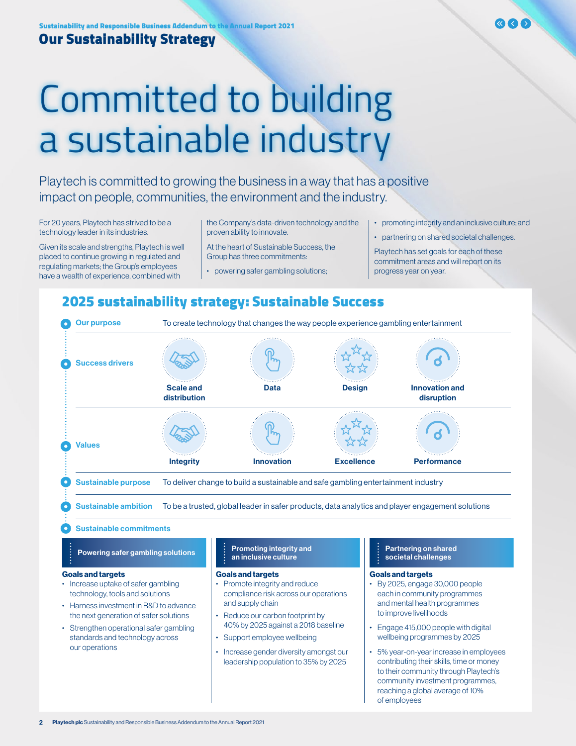## Our Sustainability Strategy

# Committed to building a sustainable industry

Playtech is committed to growing the business in a way that has a positive impact on people, communities, the environment and the industry.

For 20 years, Playtech has strived to be a technology leader in its industries.

Given its scale and strengths, Playtech is well placed to continue growing in regulated and regulating markets; the Group's employees have a wealth of experience, combined with the Company's data-driven technology and the proven ability to innovate.

At the heart of Sustainable Success, the Group has three commitments:

- powering safer gambling solutions;
- promoting integrity and an inclusive culture; and
- partnering on shared societal challenges.

Playtech has set goals for each of these commitment areas and will report on its progress year on year.

## 2025 sustainability strategy: Sustainable Success

**Our purpose**
To create technology that changes the way people experience gambling entertainment

**Success drivers**
- Scale and distribution
- Data
- Design
- Innovation and disruption

**Values**
- Integrity
- Innovation
- Excellence
- Performance

**Sustainable purpose**
To deliver change to build a sustainable and safe gambling entertainment industry

**Sustainable ambition**
To be a trusted, global leader in safer products, data analytics and player engagement solutions

**Sustainable commitments**

### Powering safer gambling solutions

**Goals and targets**
- Increase uptake of safer gambling technology, tools and solutions
- Harness investment in R&D to advance the next generation of safer solutions
- Strengthen operational safer gambling standards and technology across our operations

### Promoting integrity and an inclusive culture

**Goals and targets**
- Promote integrity and reduce compliance risk across our operations and supply chain
- Reduce our carbon footprint by 40% by 2025 against a 2018 baseline
- Support employee wellbeing
- Increase gender diversity amongst our leadership population to 35% by 2025

### Partnering on shared societal challenges

**Goals and targets**
- By 2025, engage 30,000 people each in community programmes and mental health programmes to improve livelihoods
- Engage 415,000 people with digital wellbeing programmes by 2025
- 5% year-on-year increase in employees contributing their skills, time or money to their community through Playtech's community investment programmes, reaching a global average of 10% of employees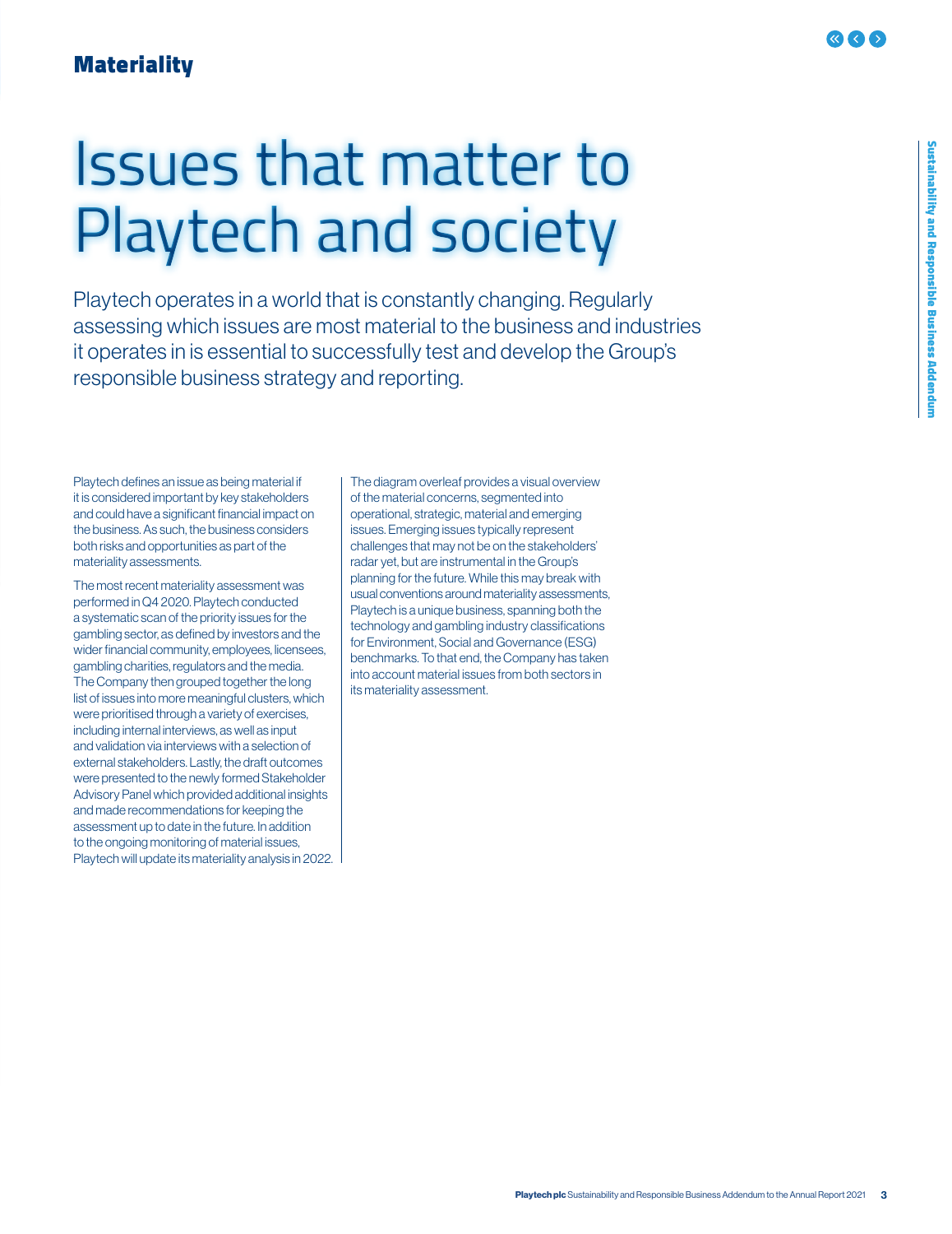## Materiality

# Issues that matter to Playtech and society

Playtech operates in a world that is constantly changing. Regularly assessing which issues are most material to the business and industries it operates in is essential to successfully test and develop the Group's responsible business strategy and reporting.

Playtech defines an issue as being material if it is considered important by key stakeholders and could have a significant financial impact on the business. As such, the business considers both risks and opportunities as part of the materiality assessments.

The most recent materiality assessment was performed in Q4 2020. Playtech conducted a systematic scan of the priority issues for the gambling sector, as defined by investors and the wider financial community, employees, licensees, gambling charities, regulators and the media. The Company then grouped together the long list of issues into more meaningful clusters, which were prioritised through a variety of exercises, including internal interviews, as well as input and validation via interviews with a selection of external stakeholders. Lastly, the draft outcomes were presented to the newly formed Stakeholder Advisory Panel which provided additional insights and made recommendations for keeping the assessment up to date in the future. In addition to the ongoing monitoring of material issues, Playtech will update its materiality analysis in 2022.

The diagram overleaf provides a visual overview of the material concerns, segmented into operational, strategic, material and emerging issues. Emerging issues typically represent challenges that may not be on the stakeholders' radar yet, but are instrumental in the Group's planning for the future. While this may break with usual conventions around materiality assessments, Playtech is a unique business, spanning both the technology and gambling industry classifications for Environment, Social and Governance (ESG) benchmarks. To that end, the Company has taken into account material issues from both sectors in its materiality assessment.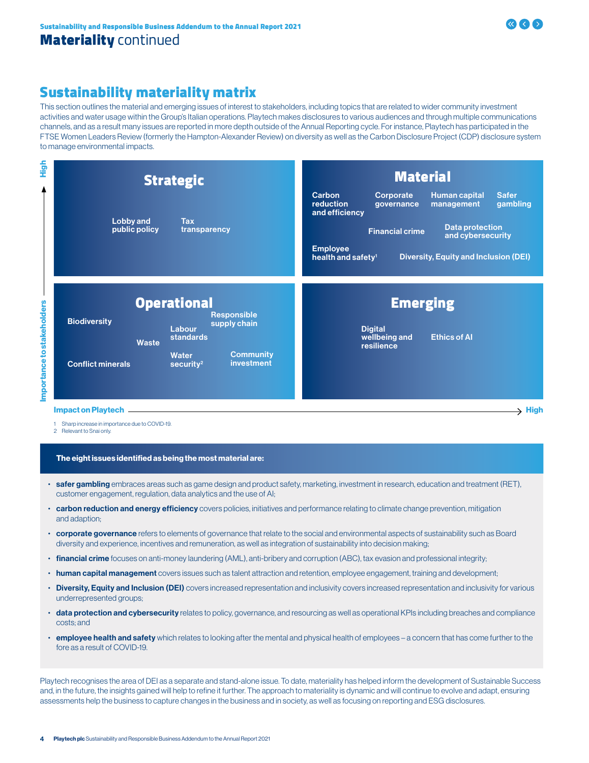# Materiality continued

## Sustainability materiality matrix

This section outlines the material and emerging issues of interest to stakeholders, including topics that are related to wider community investment activities and water usage within the Group's Italian operations. Playtech makes disclosures to various audiences and through multiple communications channels, and as a result many issues are reported in more depth outside of the Annual Reporting cycle. For instance, Playtech has participated in the FTSE Women Leaders Review (formerly the Hampton-Alexander Review) on diversity as well as the Carbon Disclosure Project (CDP) disclosure system to manage environmental impacts.

**Strategic**
- Lobby and public policy
- Tax transparency

**Material**
- Carbon reduction and efficiency
- Corporate governance
- Human capital management
- Safer gambling
- Financial crime
- Data protection and cybersecurity
- Employee health and safety[1]
- Diversity, Equity and Inclusion (DEI)

**Operational**
- Biodiversity
- Responsible supply chain
- Labour standards
- Waste
- Conflict minerals
- Water security[2]
- Community investment

**Emerging**
- Digital wellbeing and resilience
- Ethics of AI

Vertical axis: Importance to stakeholders → High
Horizontal axis: Impact on Playtech → High

1 Sharp increase in importance due to COVID-19.
2 Relevant to Snai only.

**The eight issues identified as being the most material are:**

- **safer gambling** embraces areas such as game design and product safety, marketing, investment in research, education and treatment (RET), customer engagement, regulation, data analytics and the use of AI;
- **carbon reduction and energy efficiency** covers policies, initiatives and performance relating to climate change prevention, mitigation and adaption;
- **corporate governance** refers to elements of governance that relate to the social and environmental aspects of sustainability such as Board diversity and experience, incentives and remuneration, as well as integration of sustainability into decision making;
- **financial crime** focuses on anti-money laundering (AML), anti-bribery and corruption (ABC), tax evasion and professional integrity;
- **human capital management** covers issues such as talent attraction and retention, employee engagement, training and development;
- **Diversity, Equity and Inclusion (DEI)** covers increased representation and inclusivity covers increased representation and inclusivity for various underrepresented groups;
- **data protection and cybersecurity** relates to policy, governance, and resourcing as well as operational KPIs including breaches and compliance costs; and
- **employee health and safety** which relates to looking after the mental and physical health of employees – a concern that has come further to the fore as a result of COVID-19.

Playtech recognises the area of DEI as a separate and stand-alone issue. To date, materiality has helped inform the development of Sustainable Success and, in the future, the insights gained will help to refine it further. The approach to materiality is dynamic and will continue to evolve and adapt, ensuring assessments help the business to capture changes in the business and in society, as well as focusing on reporting and ESG disclosures.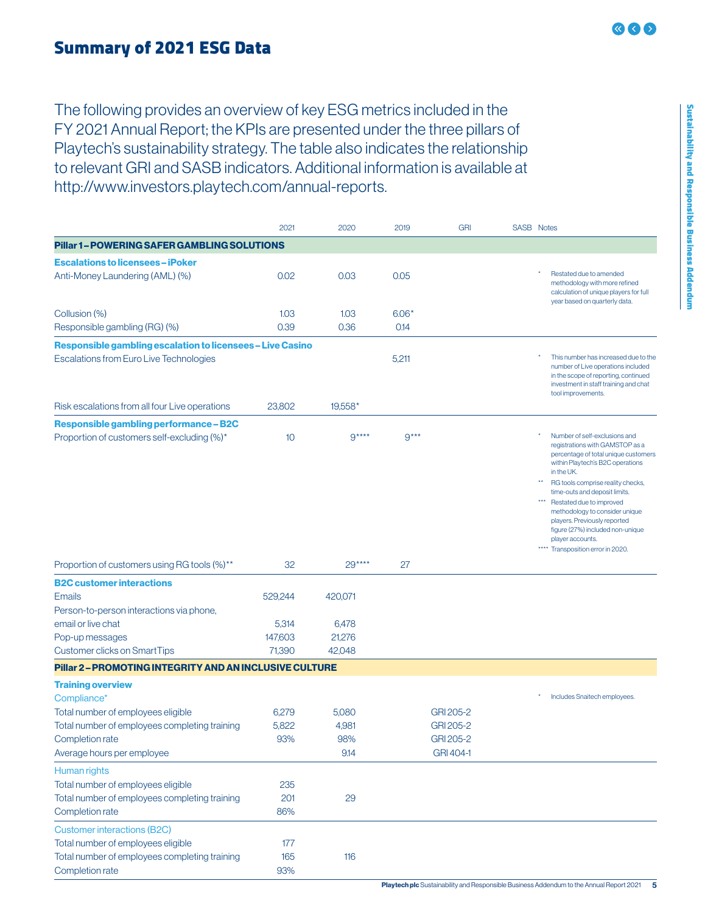## Summary of 2021 ESG Data

The following provides an overview of key ESG metrics included in the FY 2021 Annual Report; the KPIs are presented under the three pillars of Playtech's sustainability strategy. The table also indicates the relationship to relevant GRI and SASB indicators. Additional information is available at http://www.investors.playtech.com/annual-reports.

| | 2021 | 2020 | 2019 | GRI | SASB | Notes |
|---|---|---|---|---|---|---|
| **Pillar 1 – POWERING SAFER GAMBLING SOLUTIONS** | | | | | | |
| **Escalations to licensees – iPoker** | | | | | | |
| Anti-Money Laundering (AML) (%) | 0.02 | 0.03 | 0.05 | | | * Restated due to amended methodology with more refined calculation of unique players for full year based on quarterly data. |
| Collusion (%) | 1.03 | 1.03 | 6.06* | | | |
| Responsible gambling (RG) (%) | 0.39 | 0.36 | 0.14 | | | |
| **Responsible gambling escalation to licensees – Live Casino** | | | | | | |
| Escalations from Euro Live Technologies | | | 5,211 | | | * This number has increased due to the number of Live operations included in the scope of reporting, continued investment in staff training and chat tool improvements. |
| Risk escalations from all four Live operations | 23,802 | 19,558* | | | | |
| **Responsible gambling performance – B2C** | | | | | | |
| Proportion of customers self-excluding (%)* | 10 | 9**** | 9*** | | | * Number of self-exclusions and registrations with GAMSTOP as a percentage of total unique customers within Playtech's B2C operations in the UK. ** RG tools comprise reality checks, time-outs and deposit limits. *** Restated due to improved methodology to consider unique players. Previously reported figure (27%) included non-unique player accounts. **** Transposition error in 2020. |
| Proportion of customers using RG tools (%)** | 32 | 29**** | 27 | | | |
| **B2C customer interactions** | | | | | | |
| Emails | 529,244 | 420,071 | | | | |
| Person-to-person interactions via phone, email or live chat | 5,314 | 6,478 | | | | |
| Pop-up messages | 147,603 | 21,276 | | | | |
| Customer clicks on SmartTips | 71,390 | 42,048 | | | | |
| **Pillar 2 – PROMOTING INTEGRITY AND AN INCLUSIVE CULTURE** | | | | | | |
| **Training overview** | | | | | | |
| Compliance* | | | | | | * Includes Snaitech employees. |
| Total number of employees eligible | 6,279 | 5,080 | | GRI 205-2 | | |
| Total number of employees completing training | 5,822 | 4,981 | | GRI 205-2 | | |
| Completion rate | 93% | 98% | | GRI 205-2 | | |
| Average hours per employee | | 9.14 | | GRI 404-1 | | |
| Human rights | | | | | | |
| Total number of employees eligible | 235 | | | | | |
| Total number of employees completing training | 201 | 29 | | | | |
| Completion rate | 86% | | | | | |
| Customer interactions (B2C) | | | | | | |
| Total number of employees eligible | 177 | | | | | |
| Total number of employees completing training | 165 | 116 | | | | |
| Completion rate | 93% | | | | | |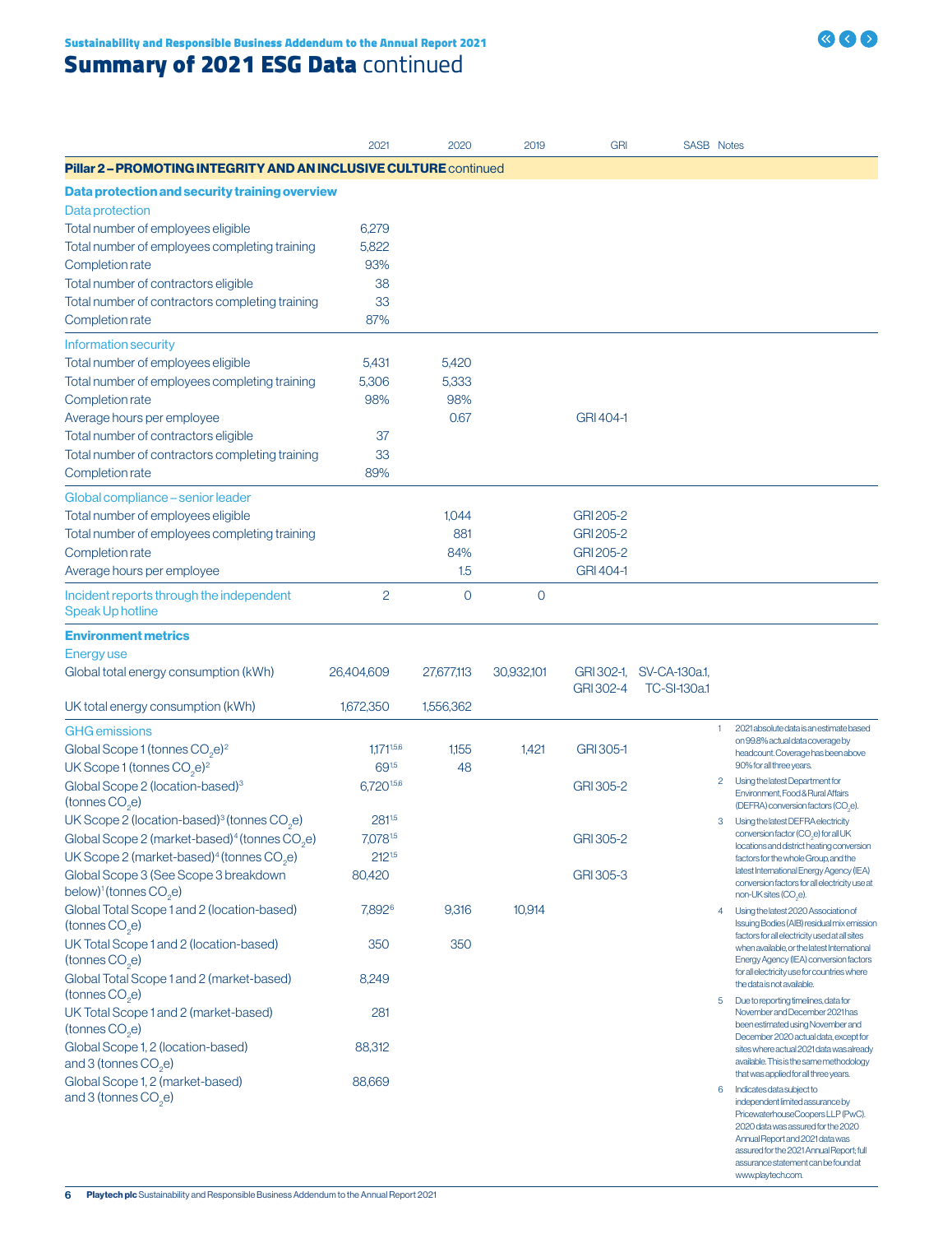# Summary of 2021 ESG Data continued

| | 2021 | 2020 | 2019 | GRI | SASB | Notes |
|---|---|---|---|---|---|---|
| **Pillar 2 – PROMOTING INTEGRITY AND AN INCLUSIVE CULTURE** continued | | | | | | |
| **Data protection and security training overview** | | | | | | |
| Data protection | | | | | | |
| Total number of employees eligible | 6,279 | | | | | |
| Total number of employees completing training | 5,822 | | | | | |
| Completion rate | 93% | | | | | |
| Total number of contractors eligible | 38 | | | | | |
| Total number of contractors completing training | 33 | | | | | |
| Completion rate | 87% | | | | | |
| Information security | | | | | | |
| Total number of employees eligible | 5,431 | 5,420 | | | | |
| Total number of employees completing training | 5,306 | 5,333 | | | | |
| Completion rate | 98% | 98% | | | | |
| Average hours per employee | | 0.67 | | GRI 404-1 | | |
| Total number of contractors eligible | 37 | | | | | |
| Total number of contractors completing training | 33 | | | | | |
| Completion rate | 89% | | | | | |
| Global compliance – senior leader | | | | | | |
| Total number of employees eligible | | 1,044 | | GRI 205-2 | | |
| Total number of employees completing training | | 881 | | GRI 205-2 | | |
| Completion rate | | 84% | | GRI 205-2 | | |
| Average hours per employee | | 1.5 | | GRI 404-1 | | |
| Incident reports through the independent Speak Up hotline | 2 | 0 | 0 | | | |
| **Environment metrics** | | | | | | |
| Energy use | | | | | | |
| Global total energy consumption (kWh) | 26,404,609 | 27,677,113 | 30,932,101 | GRI 302-1, GRI 302-4 | SV-CA-130a.1, TC-SI-130a.1 | |
| UK total energy consumption (kWh) | 1,672,350 | 1,556,362 | | | | |
| GHG emissions | | | | | | |
| Global Scope 1 (tonnes $CO_2e$)[2] | 1,171[1,5,6] | 1,155 | 1,421 | GRI 305-1 | | |
| UK Scope 1 (tonnes $CO_2e$)[2] | 69[1,5] | 48 | | | | |
| Global Scope 2 (location-based)[3] (tonnes $CO_2e$) | 6,720[1,5,6] | | | GRI 305-2 | | |
| UK Scope 2 (location-based)[3] (tonnes $CO_2e$) | 281[1,5] | | | | | |
| Global Scope 2 (market-based)[4] (tonnes $CO_2e$) | 7,078[1,5] | | | GRI 305-2 | | |
| UK Scope 2 (market-based)[4] (tonnes $CO_2e$) | 212[1,5] | | | | | |
| Global Scope 3 (See Scope 3 breakdown below)[1] (tonnes $CO_2e$) | 80,420 | | | GRI 305-3 | | |
| Global Total Scope 1 and 2 (location-based) (tonnes $CO_2e$) | 7,892[6] | 9,316 | 10,914 | | | |
| UK Total Scope 1 and 2 (location-based) (tonnes $CO_2e$) | 350 | 350 | | | | |
| Global Total Scope 1 and 2 (market-based) (tonnes $CO_2e$) | 8,249 | | | | | |
| UK Total Scope 1 and 2 (market-based) (tonnes $CO_2e$) | 281 | | | | | |
| Global Scope 1, 2 (location-based) and 3 (tonnes $CO_2e$) | 88,312 | | | | | |
| Global Scope 1, 2 (market-based) and 3 (tonnes $CO_2e$) | 88,669 | | | | | |

Notes:

1. 2021 absolute data is an estimate based on 99.8% actual data coverage by headcount. Coverage has been above 90% for all three years.
2. Using the latest Department for Environment, Food & Rural Affairs (DEFRA) conversion factors ($CO_2e$).
3. Using the latest DEFRA electricity conversion factor ($CO_2e$) for all UK locations and district heating conversion factors for the whole Group, and the latest International Energy Agency (IEA) conversion factors for all electricity use at non-UK sites ($CO_2e$).
4. Using the latest 2020 Association of Issuing Bodies (AIB) residual mix emission factors for all electricity used at all sites when available, or the latest International Energy Agency (IEA) conversion factors for all electricity use for countries where the data is not available.
5. Due to reporting timelines, data for November and December 2021 has been estimated using November and December 2020 actual data, except for sites where actual 2021 data was already available. This is the same methodology that was applied for all three years.
6. Indicates data subject to independent limited assurance by PricewaterhouseCoopers LLP (PwC). 2020 data was assured for the 2020 Annual Report and 2021 data was assured for the 2021 Annual Report; full assurance statement can be found at www.playtech.com.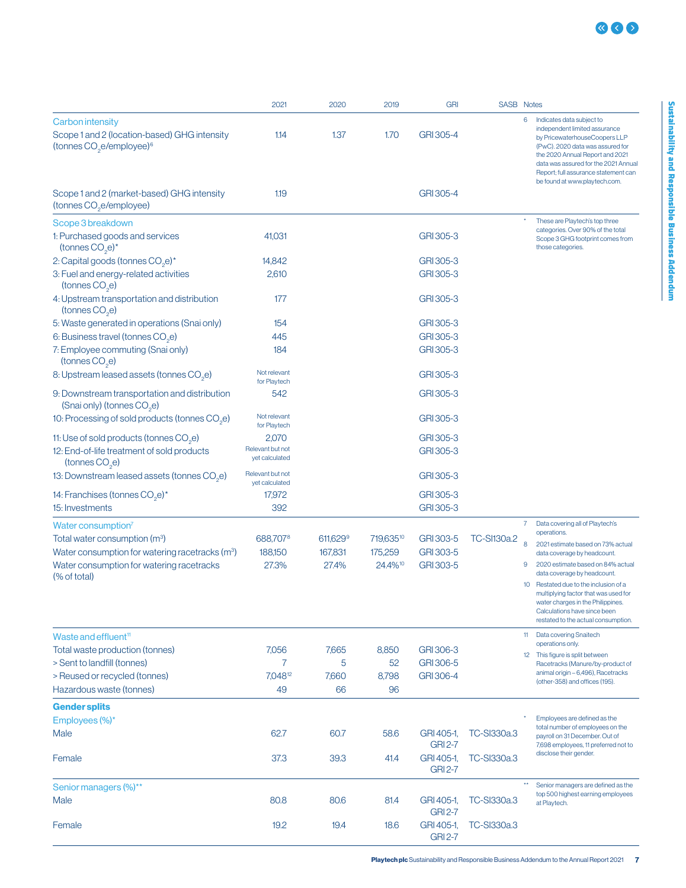| | 2021 | 2020 | 2019 | GRI | SASB | Notes |
|---|---|---|---|---|---|---|
| **Carbon intensity** | | | | | | |
| Scope 1 and 2 (location-based) GHG intensity (tonnes $CO_2$e/employee)[6] | 1.14 | 1.37 | 1.70 | GRI 305-4 | | 6 Indicates data subject to independent limited assurance by PricewaterhouseCoopers LLP (PwC). 2020 data was assured for the 2020 Annual Report and 2021 data was assured for the 2021 Annual Report; full assurance statement can be found at www.playtech.com. |
| Scope 1 and 2 (market-based) GHG intensity (tonnes $CO_2$e/employee) | 1.19 | | | GRI 305-4 | | |
| **Scope 3 breakdown** | | | | | | * These are Playtech's top three categories. Over 90% of the total Scope 3 GHG footprint comes from those categories. |
| 1: Purchased goods and services (tonnes $CO_2$e)* | 41,031 | | | GRI 305-3 | | |
| 2: Capital goods (tonnes $CO_2$e)* | 14,842 | | | GRI 305-3 | | |
| 3: Fuel and energy-related activities (tonnes $CO_2$e) | 2,610 | | | GRI 305-3 | | |
| 4: Upstream transportation and distribution (tonnes $CO_2$e) | 177 | | | GRI 305-3 | | |
| 5: Waste generated in operations (Snai only) | 154 | | | GRI 305-3 | | |
| 6: Business travel (tonnes $CO_2$e) | 445 | | | GRI 305-3 | | |
| 7: Employee commuting (Snai only) (tonnes $CO_2$e) | 184 | | | GRI 305-3 | | |
| 8: Upstream leased assets (tonnes $CO_2$e) | Not relevant for Playtech | | | GRI 305-3 | | |
| 9: Downstream transportation and distribution (Snai only) (tonnes $CO_2$e) | 542 | | | GRI 305-3 | | |
| 10: Processing of sold products (tonnes $CO_2$e) | Not relevant for Playtech | | | GRI 305-3 | | |
| 11: Use of sold products (tonnes $CO_2$e) | 2,070 | | | GRI 305-3 | | |
| 12: End-of-life treatment of sold products (tonnes $CO_2$e) | Relevant but not yet calculated | | | GRI 305-3 | | |
| 13: Downstream leased assets (tonnes $CO_2$e) | Relevant but not yet calculated | | | GRI 305-3 | | |
| 14: Franchises (tonnes $CO_2$e)* | 17,972 | | | GRI 305-3 | | |
| 15: Investments | 392 | | | GRI 305-3 | | |
| **Water consumption**[7] | | | | | | 7 Data covering all of Playtech's operations. |
| Total water consumption (m³) | 688,707[8] | 611,629[9] | 719,635[10] | GRI 303-5 | TC-SI130a.2 | 8 2021 estimate based on 73% actual data coverage by headcount. |
| Water consumption for watering racetracks (m³) | 188,150 | 167,831 | 175,259 | GRI 303-5 | | 9 2020 estimate based on 84% actual data coverage by headcount. |
| Water consumption for watering racetracks (% of total) | 27.3% | 27.4% | 24.4%[10] | GRI 303-5 | | 10 Restated due to the inclusion of a multiplying factor that was used for water charges in the Philippines. Calculations have since been restated to the actual consumption. |
| **Waste and effluent**[11] | | | | | | 11 Data covering Snaitech operations only. |
| Total waste production (tonnes) | 7,056 | 7,665 | 8,850 | GRI 306-3 | | 12 This figure is split between Racetracks (Manure/by-product of animal origin – 6,496), Racetracks (other-358) and offices (195). |
| > Sent to landfill (tonnes) | 7 | 5 | 52 | GRI 306-5 | | |
| > Reused or recycled (tonnes) | 7,048[12] | 7,660 | 8,798 | GRI 306-4 | | |
| Hazardous waste (tonnes) | 49 | 66 | 96 | | | |
| **Gender splits** | | | | | | |
| **Employees (%)*** | | | | | | * Employees are defined as the total number of employees on the payroll on 31 December. Out of 7,698 employees, 11 preferred not to disclose their gender. |
| Male | 62.7 | 60.7 | 58.6 | GRI 405-1, GRI 2-7 | TC-SI330a.3 | |
| Female | 37.3 | 39.3 | 41.4 | GRI 405-1, GRI 2-7 | TC-SI330a.3 | |
| **Senior managers (%)**** | | | | | | ** Senior managers are defined as the top 500 highest earning employees at Playtech. |
| Male | 80.8 | 80.6 | 81.4 | GRI 405-1, GRI 2-7 | TC-SI330a.3 | |
| Female | 19.2 | 19.4 | 18.6 | GRI 405-1, GRI 2-7 | TC-SI330a.3 | |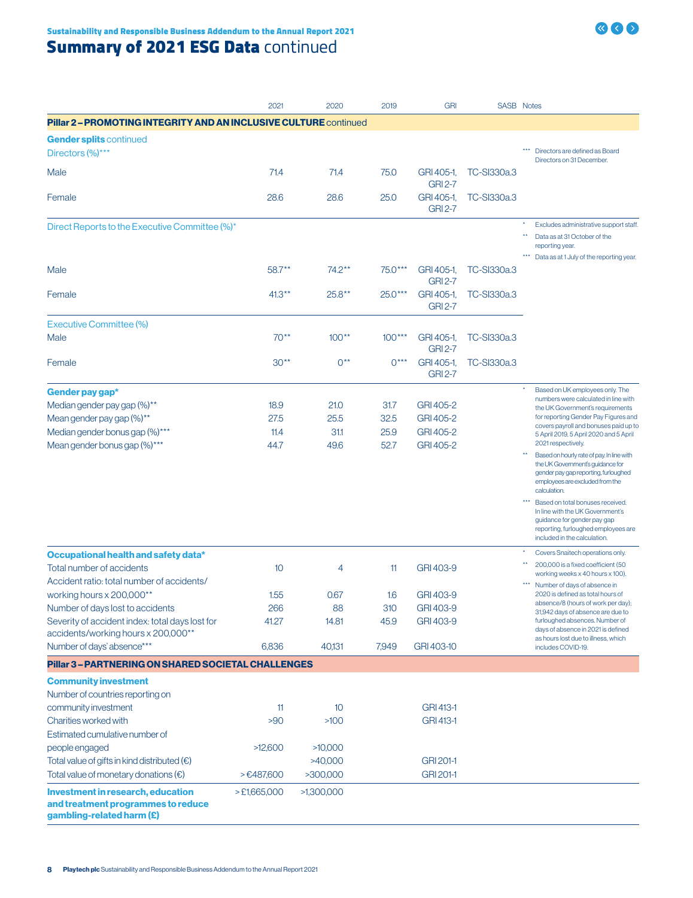# Summary of 2021 ESG Data continued

| | 2021 | 2020 | 2019 | GRI | SASB | Notes |
|---|---|---|---|---|---|---|
| **Pillar 2 – PROMOTING INTEGRITY AND AN INCLUSIVE CULTURE** continued | | | | | | |
| **Gender splits** continued | | | | | | |
| Directors (%)*** | | | | | | *** Directors are defined as Board Directors on 31 December. |
| Male | 71.4 | 71.4 | 75.0 | GRI 405-1, GRI 2-7 | TC-SI330a.3 | |
| Female | 28.6 | 28.6 | 25.0 | GRI 405-1, GRI 2-7 | TC-SI330a.3 | |
| Direct Reports to the Executive Committee (%)* | | | | | | * Excludes administrative support staff. ** Data as at 31 October of the reporting year. *** Data as at 1 July of the reporting year. |
| Male | 58.7** | 74.2** | 75.0*** | GRI 405-1, GRI 2-7 | TC-SI330a.3 | |
| Female | 41.3** | 25.8** | 25.0*** | GRI 405-1, GRI 2-7 | TC-SI330a.3 | |
| Executive Committee (%) | | | | | | |
| Male | 70** | 100** | 100*** | GRI 405-1, GRI 2-7 | TC-SI330a.3 | |
| Female | 30** | 0** | 0*** | GRI 405-1, GRI 2-7 | TC-SI330a.3 | |
| **Gender pay gap*** | | | | | | * Based on UK employees only. The numbers were calculated in line with the UK Government's requirements for reporting Gender Pay Figures and covers payroll and bonuses paid up to 5 April 2019, 5 April 2020 and 5 April 2021 respectively. ** Based on hourly rate of pay. In line with the UK Government's guidance for gender pay gap reporting, furloughed employees are excluded from the calculation. *** Based on total bonuses received. In line with the UK Government's guidance for gender pay gap reporting, furloughed employees are included in the calculation. |
| Median gender pay gap (%)** | 18.9 | 21.0 | 31.7 | GRI 405-2 | | |
| Mean gender pay gap (%)** | 27.5 | 25.5 | 32.5 | GRI 405-2 | | |
| Median gender bonus gap (%)*** | 11.4 | 31.1 | 25.9 | GRI 405-2 | | |
| Mean gender bonus gap (%)*** | 44.7 | 49.6 | 52.7 | GRI 405-2 | | |
| **Occupational health and safety data*** | | | | | | * Covers Snaitech operations only. ** 200,000 is a fixed coefficient (50 working weeks x 40 hours x 100). *** Number of days of absence in 2020 is defined as total hours of absence/8 (hours of work per day); 31,942 days of absence are due to furloughed absences. Number of days of absence in 2021 is defined as hours lost due to illness, which includes COVID-19. |
| Total number of accidents | 10 | 4 | 11 | GRI 403-9 | | |
| Accident ratio: total number of accidents/working hours x 200,000** | 1.55 | 0.67 | 1.6 | GRI 403-9 | | |
| Number of days lost to accidents | 266 | 88 | 310 | GRI 403-9 | | |
| Severity of accident index: total days lost for accidents/working hours x 200,000** | 41.27 | 14.81 | 45.9 | GRI 403-9 | | |
| Number of days' absence*** | 6,836 | 40,131 | 7,949 | GRI 403-10 | | |
| **Pillar 3 – PARTNERING ON SHARED SOCIETAL CHALLENGES** | | | | | | |
| **Community investment** | | | | | | |
| Number of countries reporting on community investment | 11 | 10 | | GRI 413-1 | | |
| Charities worked with | >90 | >100 | | GRI 413-1 | | |
| Estimated cumulative number of people engaged | >12,600 | >10,000 | | | | |
| Total value of gifts in kind distributed (€) | | >40,000 | | GRI 201-1 | | |
| Total value of monetary donations (€) | > €487,600 | >300,000 | | GRI 201-1 | | |
| **Investment in research, education and treatment programmes to reduce gambling-related harm (£)** | > £1,665,000 | >1,300,000 | | | | |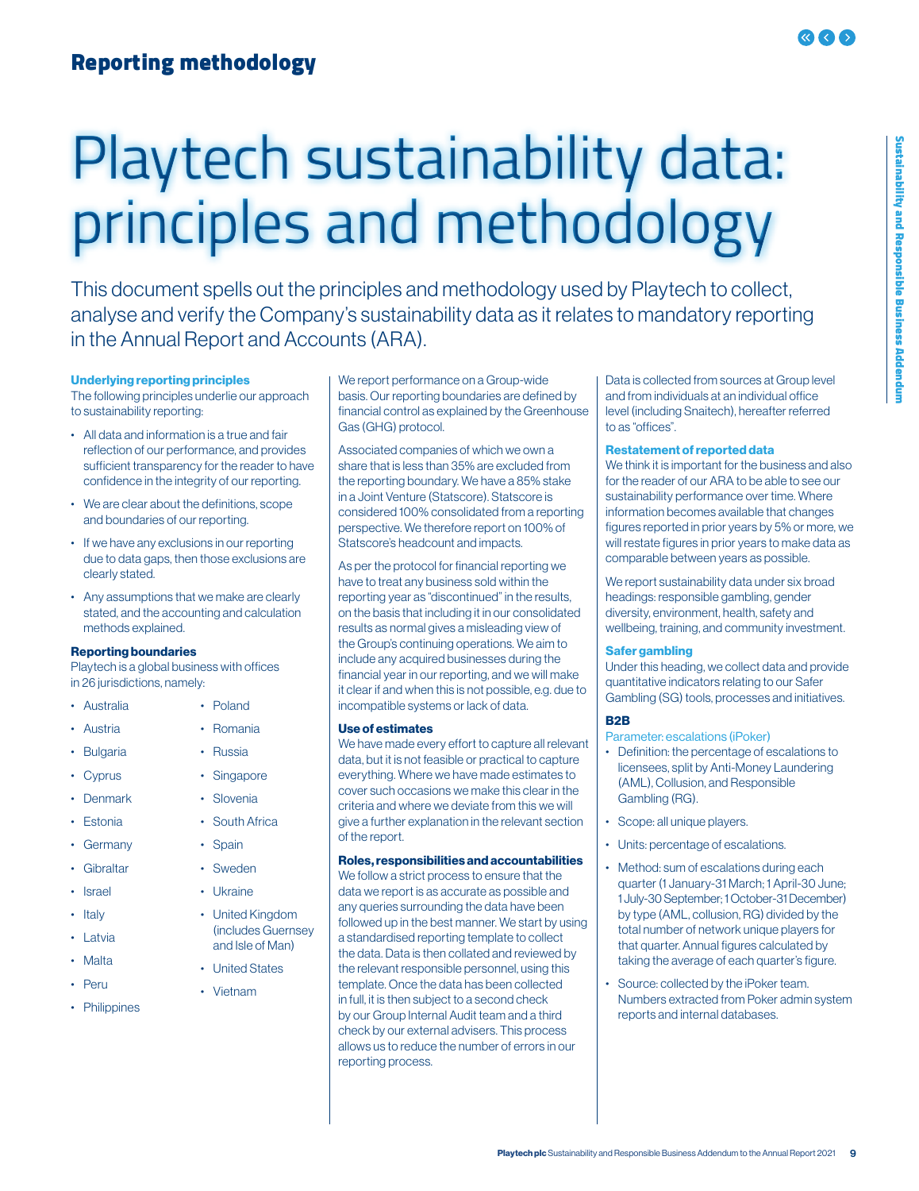## Reporting methodology

# Playtech sustainability data: principles and methodology

This document spells out the principles and methodology used by Playtech to collect, analyse and verify the Company's sustainability data as it relates to mandatory reporting in the Annual Report and Accounts (ARA).

### Underlying reporting principles

The following principles underlie our approach to sustainability reporting:

- All data and information is a true and fair reflection of our performance, and provides sufficient transparency for the reader to have confidence in the integrity of our reporting.
- We are clear about the definitions, scope and boundaries of our reporting.
- If we have any exclusions in our reporting due to data gaps, then those exclusions are clearly stated.
- Any assumptions that we make are clearly stated, and the accounting and calculation methods explained.

### Reporting boundaries

Playtech is a global business with offices in 26 jurisdictions, namely:

- Australia
- Austria
- Bulgaria
- Cyprus
- Denmark
- Estonia
- Germany
- Gibraltar
- Israel
- Italy
- Latvia
- Malta
- Peru
- Philippines
- Poland
- Romania
- Russia
- Singapore
- Slovenia
- South Africa
- Spain
- Sweden
- Ukraine
- United Kingdom (includes Guernsey and Isle of Man)
- United States
- Vietnam

We report performance on a Group-wide basis. Our reporting boundaries are defined by financial control as explained by the Greenhouse Gas (GHG) protocol.

Associated companies of which we own a share that is less than 35% are excluded from the reporting boundary. We have a 85% stake in a Joint Venture (Statscore). Statscore is considered 100% consolidated from a reporting perspective. We therefore report on 100% of Statscore's headcount and impacts.

As per the protocol for financial reporting we have to treat any business sold within the reporting year as "discontinued" in the results, on the basis that including it in our consolidated results as normal gives a misleading view of the Group's continuing operations. We aim to include any acquired businesses during the financial year in our reporting, and we will make it clear if and when this is not possible, e.g. due to incompatible systems or lack of data.

### Use of estimates

We have made every effort to capture all relevant data, but it is not feasible or practical to capture everything. Where we have made estimates to cover such occasions we make this clear in the criteria and where we deviate from this we will give a further explanation in the relevant section of the report.

### Roles, responsibilities and accountabilities

We follow a strict process to ensure that the data we report is as accurate as possible and any queries surrounding the data have been followed up in the best manner. We start by using a standardised reporting template to collect the data. Data is then collated and reviewed by the relevant responsible personnel, using this template. Once the data has been collected in full, it is then subject to a second check by our Group Internal Audit team and a third check by our external advisers. This process allows us to reduce the number of errors in our reporting process.

Data is collected from sources at Group level and from individuals at an individual office level (including Snaitech), hereafter referred to as "offices".

### Restatement of reported data

We think it is important for the business and also for the reader of our ARA to be able to see our sustainability performance over time. Where information becomes available that changes figures reported in prior years by 5% or more, we will restate figures in prior years to make data as comparable between years as possible.

We report sustainability data under six broad headings: responsible gambling, gender diversity, environment, health, safety and wellbeing, training, and community investment.

### Safer gambling

Under this heading, we collect data and provide quantitative indicators relating to our Safer Gambling (SG) tools, processes and initiatives.

#### B2B

Parameter: escalations (iPoker)

- Definition: the percentage of escalations to licensees, split by Anti-Money Laundering (AML), Collusion, and Responsible Gambling (RG).
- Scope: all unique players.
- Units: percentage of escalations.
- Method: sum of escalations during each quarter (1 January-31 March; 1 April-30 June; 1 July-30 September; 1 October-31 December) by type (AML, collusion, RG) divided by the total number of network unique players for that quarter. Annual figures calculated by taking the average of each quarter's figure.
- Source: collected by the iPoker team. Numbers extracted from Poker admin system reports and internal databases.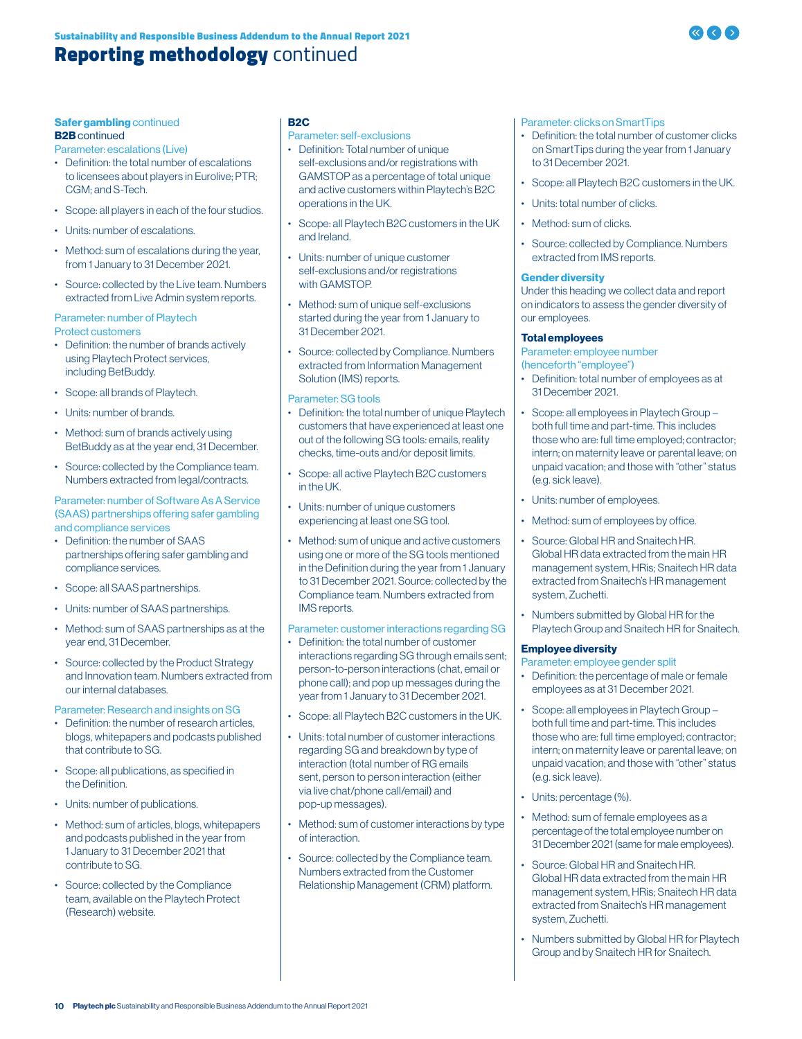# **Reporting methodology** continued

### **Safer gambling** continued

#### **B2B** continued

Parameter: escalations (Live)

- Definition: the total number of escalations to licensees about players in Eurolive; PTR; CGM; and S-Tech.
- Scope: all players in each of the four studios.
- Units: number of escalations.
- Method: sum of escalations during the year, from 1 January to 31 December 2021.
- Source: collected by the Live team. Numbers extracted from Live Admin system reports.

Parameter: number of Playtech Protect customers

- Definition: the number of brands actively using Playtech Protect services, including BetBuddy.
- Scope: all brands of Playtech.
- Units: number of brands.
- Method: sum of brands actively using BetBuddy as at the year end, 31 December.
- Source: collected by the Compliance team. Numbers extracted from legal/contracts.

Parameter: number of Software As A Service (SAAS) partnerships offering safer gambling and compliance services

- Definition: the number of SAAS partnerships offering safer gambling and compliance services.
- Scope: all SAAS partnerships.
- Units: number of SAAS partnerships.
- Method: sum of SAAS partnerships as at the year end, 31 December.
- Source: collected by the Product Strategy and Innovation team. Numbers extracted from our internal databases.

Parameter: Research and insights on SG

- Definition: the number of research articles, blogs, whitepapers and podcasts published that contribute to SG.
- Scope: all publications, as specified in the Definition.
- Units: number of publications.
- Method: sum of articles, blogs, whitepapers and podcasts published in the year from 1 January to 31 December 2021 that contribute to SG.
- Source: collected by the Compliance team, available on the Playtech Protect (Research) website.

#### **B2C**

Parameter: self-exclusions

- Definition: Total number of unique self-exclusions and/or registrations with GAMSTOP as a percentage of total unique and active customers within Playtech's B2C operations in the UK.
- Scope: all Playtech B2C customers in the UK and Ireland.
- Units: number of unique customer self-exclusions and/or registrations with GAMSTOP.
- Method: sum of unique self-exclusions started during the year from 1 January to 31 December 2021.
- Source: collected by Compliance. Numbers extracted from Information Management Solution (IMS) reports.

Parameter: SG tools

- Definition: the total number of unique Playtech customers that have experienced at least one out of the following SG tools: emails, reality checks, time-outs and/or deposit limits.
- Scope: all active Playtech B2C customers in the UK.
- Units: number of unique customers experiencing at least one SG tool.
- Method: sum of unique and active customers using one or more of the SG tools mentioned in the Definition during the year from 1 January to 31 December 2021. Source: collected by the Compliance team. Numbers extracted from IMS reports.

Parameter: customer interactions regarding SG

- Definition: the total number of customer interactions regarding SG through emails sent; person-to-person interactions (chat, email or phone call); and pop up messages during the year from 1 January to 31 December 2021.
- Scope: all Playtech B2C customers in the UK.
- Units: total number of customer interactions regarding SG and breakdown by type of interaction (total number of RG emails sent, person to person interaction (either via live chat/phone call/email) and pop-up messages).
- Method: sum of customer interactions by type of interaction.
- Source: collected by the Compliance team. Numbers extracted from the Customer Relationship Management (CRM) platform.

Parameter: clicks on SmartTips

- Definition: the total number of customer clicks on SmartTips during the year from 1 January to 31 December 2021.
- Scope: all Playtech B2C customers in the UK.
- Units: total number of clicks.
- Method: sum of clicks.
- Source: collected by Compliance. Numbers extracted from IMS reports.

### **Gender diversity**

Under this heading we collect data and report on indicators to assess the gender diversity of our employees.

#### **Total employees**

Parameter: employee number (henceforth "employee")

- Definition: total number of employees as at 31 December 2021.
- Scope: all employees in Playtech Group – both full time and part-time. This includes those who are: full time employed; contractor; intern; on maternity leave or parental leave; on unpaid vacation; and those with "other" status (e.g. sick leave).
- Units: number of employees.
- Method: sum of employees by office.
- Source: Global HR and Snaitech HR. Global HR data extracted from the main HR management system, HRis; Snaitech HR data extracted from Snaitech's HR management system, Zuchetti.
- Numbers submitted by Global HR for the Playtech Group and Snaitech HR for Snaitech.

#### **Employee diversity**

Parameter: employee gender split

- Definition: the percentage of male or female employees as at 31 December 2021.
- Scope: all employees in Playtech Group – both full time and part-time. This includes those who are: full time employed; contractor; intern; on maternity leave or parental leave; on unpaid vacation; and those with "other" status (e.g. sick leave).
- Units: percentage (%).
- Method: sum of female employees as a percentage of the total employee number on 31 December 2021 (same for male employees).
- Source: Global HR and Snaitech HR. Global HR data extracted from the main HR management system, HRis; Snaitech HR data extracted from Snaitech's HR management system, Zuchetti.
- Numbers submitted by Global HR for Playtech Group and by Snaitech HR for Snaitech.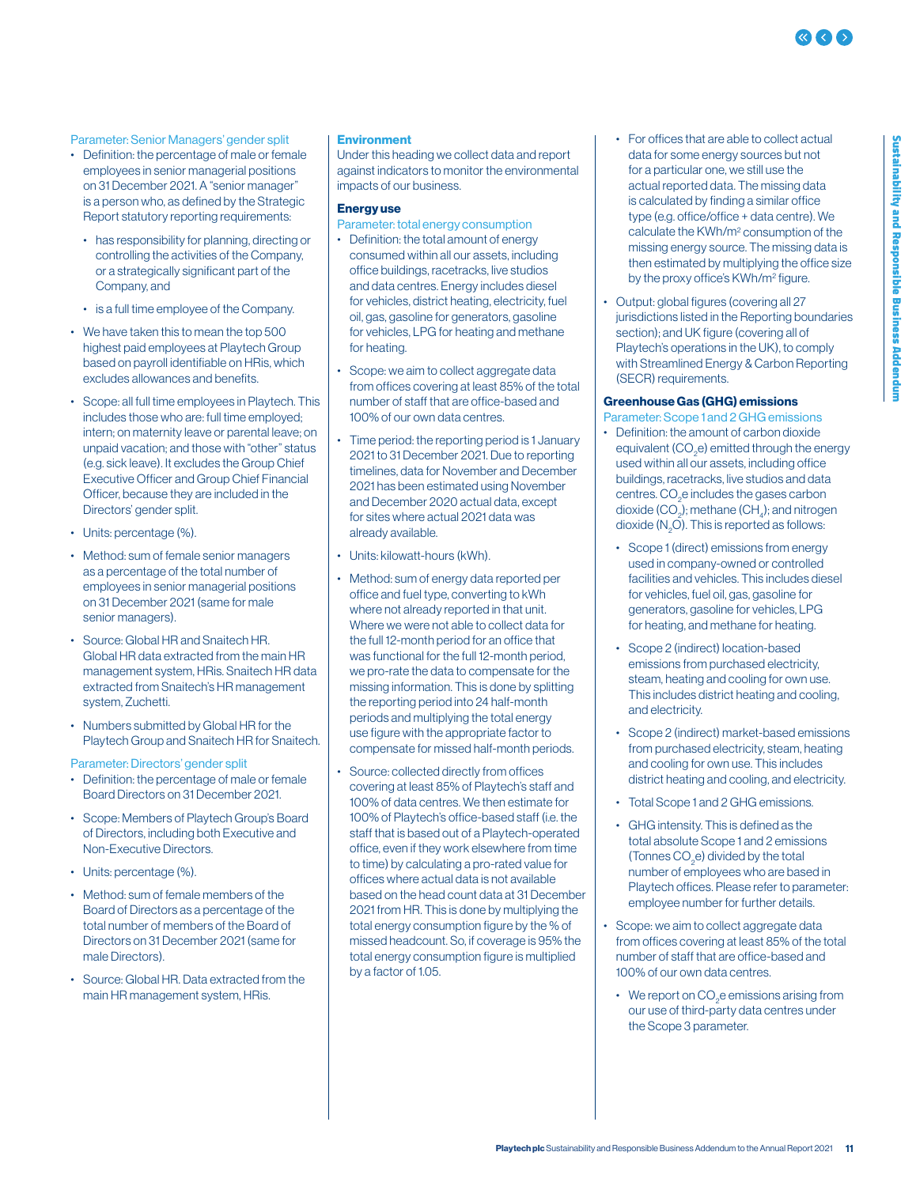Parameter: Senior Managers' gender split

- Definition: the percentage of male or female employees in senior managerial positions on 31 December 2021. A "senior manager" is a person who, as defined by the Strategic Report statutory reporting requirements:
  - has responsibility for planning, directing or controlling the activities of the Company, or a strategically significant part of the Company, and
  - is a full time employee of the Company.
- We have taken this to mean the top 500 highest paid employees at Playtech Group based on payroll identifiable on HRis, which excludes allowances and benefits.
- Scope: all full time employees in Playtech. This includes those who are: full time employed; intern; on maternity leave or parental leave; on unpaid vacation; and those with "other" status (e.g. sick leave). It excludes the Group Chief Executive Officer and Group Chief Financial Officer, because they are included in the Directors' gender split.
- Units: percentage (%).
- Method: sum of female senior managers as a percentage of the total number of employees in senior managerial positions on 31 December 2021 (same for male senior managers).
- Source: Global HR and Snaitech HR. Global HR data extracted from the main HR management system, HRis. Snaitech HR data extracted from Snaitech's HR management system, Zuchetti.
- Numbers submitted by Global HR for the Playtech Group and Snaitech HR for Snaitech.

Parameter: Directors' gender split

- Definition: the percentage of male or female Board Directors on 31 December 2021.
- Scope: Members of Playtech Group's Board of Directors, including both Executive and Non-Executive Directors.
- Units: percentage (%).
- Method: sum of female members of the Board of Directors as a percentage of the total number of members of the Board of Directors on 31 December 2021 (same for male Directors).
- Source: Global HR. Data extracted from the main HR management system, HRis.

## Environment

Under this heading we collect data and report against indicators to monitor the environmental impacts of our business.

### Energy use

Parameter: total energy consumption

- Definition: the total amount of energy consumed within all our assets, including office buildings, racetracks, live studios and data centres. Energy includes diesel for vehicles, district heating, electricity, fuel oil, gas, gasoline for generators, gasoline for vehicles, LPG for heating and methane for heating.
- Scope: we aim to collect aggregate data from offices covering at least 85% of the total number of staff that are office-based and 100% of our own data centres.
- Time period: the reporting period is 1 January 2021 to 31 December 2021. Due to reporting timelines, data for November and December 2021 has been estimated using November and December 2020 actual data, except for sites where actual 2021 data was already available.
- Units: kilowatt-hours (kWh).
- Method: sum of energy data reported per office and fuel type, converting to kWh where not already reported in that unit. Where we were not able to collect data for the full 12-month period for an office that was functional for the full 12-month period, we pro-rate the data to compensate for the missing information. This is done by splitting the reporting period into 24 half-month periods and multiplying the total energy use figure with the appropriate factor to compensate for missed half-month periods.
- Source: collected directly from offices covering at least 85% of Playtech's staff and 100% of data centres. We then estimate for 100% of Playtech's office-based staff (i.e. the staff that is based out of a Playtech-operated office, even if they work elsewhere from time to time) by calculating a pro-rated value for offices where actual data is not available based on the head count data at 31 December 2021 from HR. This is done by multiplying the total energy consumption figure by the % of missed headcount. So, if coverage is 95% the total energy consumption figure is multiplied by a factor of 1.05.
  - For offices that are able to collect actual data for some energy sources but not for a particular one, we still use the actual reported data. The missing data is calculated by finding a similar office type (e.g. office/office + data centre). We calculate the KWh/m² consumption of the missing energy source. The missing data is then estimated by multiplying the office size by the proxy office's KWh/m² figure.
- Output: global figures (covering all 27 jurisdictions listed in the Reporting boundaries section); and UK figure (covering all of Playtech's operations in the UK), to comply with Streamlined Energy & Carbon Reporting (SECR) requirements.

### Greenhouse Gas (GHG) emissions

Parameter: Scope 1 and 2 GHG emissions

- Definition: the amount of carbon dioxide equivalent ($CO_2e$) emitted through the energy used within all our assets, including office buildings, racetracks, live studios and data centres. $CO_2e$ includes the gases carbon dioxide ($CO_2$); methane ($CH_4$); and nitrogen dioxide ($N_2O$). This is reported as follows:
  - Scope 1 (direct) emissions from energy used in company-owned or controlled facilities and vehicles. This includes diesel for vehicles, fuel oil, gas, gasoline for generators, gasoline for vehicles, LPG for heating, and methane for heating.
  - Scope 2 (indirect) location-based emissions from purchased electricity, steam, heating and cooling for own use. This includes district heating and cooling, and electricity.
  - Scope 2 (indirect) market-based emissions from purchased electricity, steam, heating and cooling for own use. This includes district heating and cooling, and electricity.
  - Total Scope 1 and 2 GHG emissions.
  - GHG intensity. This is defined as the total absolute Scope 1 and 2 emissions (Tonnes $CO_2e$) divided by the total number of employees who are based in Playtech offices. Please refer to parameter: employee number for further details.
- Scope: we aim to collect aggregate data from offices covering at least 85% of the total number of staff that are office-based and 100% of our own data centres.
  - We report on $CO_2e$ emissions arising from our use of third-party data centres under the Scope 3 parameter.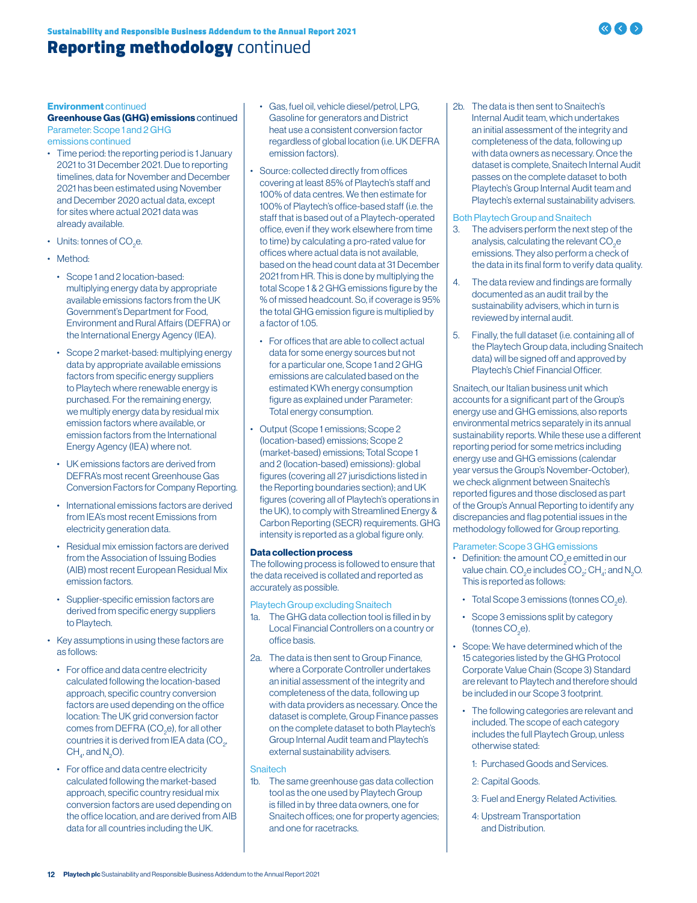# Reporting methodology continued

**Environment** continued

**Greenhouse Gas (GHG) emissions** continued

Parameter: Scope 1 and 2 GHG emissions continued

- Time period: the reporting period is 1 January 2021 to 31 December 2021. Due to reporting timelines, data for November and December 2021 has been estimated using November and December 2020 actual data, except for sites where actual 2021 data was already available.
- Units: tonnes of $CO_2e$.
- Method:
  - Scope 1 and 2 location-based: multiplying energy data by appropriate available emissions factors from the UK Government's Department for Food, Environment and Rural Affairs (DEFRA) or the International Energy Agency (IEA).
  - Scope 2 market-based: multiplying energy data by appropriate available emissions factors from specific energy suppliers to Playtech where renewable energy is purchased. For the remaining energy, we multiply energy data by residual mix emission factors where available, or emission factors from the International Energy Agency (IEA) where not.
  - UK emissions factors are derived from DEFRA's most recent Greenhouse Gas Conversion Factors for Company Reporting.
  - International emissions factors are derived from IEA's most recent Emissions from electricity generation data.
  - Residual mix emission factors are derived from the Association of Issuing Bodies (AIB) most recent European Residual Mix emission factors.
  - Supplier-specific emission factors are derived from specific energy suppliers to Playtech.
- Key assumptions in using these factors are as follows:
  - For office and data centre electricity calculated following the location-based approach, specific country conversion factors are used depending on the office location: The UK grid conversion factor comes from DEFRA ($CO_2e$), for all other countries it is derived from IEA data ($CO_2$, $CH_4$, and $N_2O$).
  - For office and data centre electricity calculated following the market-based approach, specific country residual mix conversion factors are used depending on the office location, and are derived from AIB data for all countries including the UK.
  - Gas, fuel oil, vehicle diesel/petrol, LPG, Gasoline for generators and District heat use a consistent conversion factor regardless of global location (i.e. UK DEFRA emission factors).
- Source: collected directly from offices covering at least 85% of Playtech's staff and 100% of data centres. We then estimate for 100% of Playtech's office-based staff (i.e. the staff that is based out of a Playtech-operated office, even if they work elsewhere from time to time) by calculating a pro-rated value for offices where actual data is not available, based on the head count data at 31 December 2021 from HR. This is done by multiplying the total Scope 1 & 2 GHG emissions figure by the % of missed headcount. So, if coverage is 95% the total GHG emission figure is multiplied by a factor of 1.05.
  - For offices that are able to collect actual data for some energy sources but not for a particular one, Scope 1 and 2 GHG emissions are calculated based on the estimated KWh energy consumption figure as explained under Parameter: Total energy consumption.
- Output (Scope 1 emissions; Scope 2 (location-based) emissions; Scope 2 (market-based) emissions; Total Scope 1 and 2 (location-based) emissions): global figures (covering all 27 jurisdictions listed in the Reporting boundaries section); and UK figures (covering all of Playtech's operations in the UK), to comply with Streamlined Energy & Carbon Reporting (SECR) requirements. GHG intensity is reported as a global figure only.

**Data collection process**

The following process is followed to ensure that the data received is collated and reported as accurately as possible.

Playtech Group excluding Snaitech

1a. The GHG data collection tool is filled in by Local Financial Controllers on a country or office basis.

2a. The data is then sent to Group Finance, where a Corporate Controller undertakes an initial assessment of the integrity and completeness of the data, following up with data providers as necessary. Once the dataset is complete, Group Finance passes on the complete dataset to both Playtech's Group Internal Audit team and Playtech's external sustainability advisers.

Snaitech

1b. The same greenhouse gas data collection tool as the one used by Playtech Group is filled in by three data owners, one for Snaitech offices; one for property agencies; and one for racetracks.

2b. The data is then sent to Snaitech's Internal Audit team, which undertakes an initial assessment of the integrity and completeness of the data, following up with data owners as necessary. Once the dataset is complete, Snaitech Internal Audit passes on the complete dataset to both Playtech's Group Internal Audit team and Playtech's external sustainability advisers.

Both Playtech Group and Snaitech

3. The advisers perform the next step of the analysis, calculating the relevant $CO_2e$ emissions. They also perform a check of the data in its final form to verify data quality.
4. The data review and findings are formally documented as an audit trail by the sustainability advisers, which in turn is reviewed by internal audit.
5. Finally, the full dataset (i.e. containing all of the Playtech Group data, including Snaitech data) will be signed off and approved by Playtech's Chief Financial Officer.

Snaitech, our Italian business unit which accounts for a significant part of the Group's energy use and GHG emissions, also reports environmental metrics separately in its annual sustainability reports. While these use a different reporting period for some metrics including energy use and GHG emissions (calendar year versus the Group's November-October), we check alignment between Snaitech's reported figures and those disclosed as part of the Group's Annual Reporting to identify any discrepancies and flag potential issues in the methodology followed for Group reporting.

Parameter: Scope 3 GHG emissions

- Definition: the amount $CO_2e$ emitted in our value chain. $CO_2e$ includes $CO_2$; $CH_4$; and $N_2O$. This is reported as follows:
  - Total Scope 3 emissions (tonnes $CO_2e$).
  - Scope 3 emissions split by category (tonnes $CO_2e$).
- Scope: We have determined which of the 15 categories listed by the GHG Protocol Corporate Value Chain (Scope 3) Standard are relevant to Playtech and therefore should be included in our Scope 3 footprint.
  - The following categories are relevant and included. The scope of each category includes the full Playtech Group, unless otherwise stated:

    1: Purchased Goods and Services.

    2: Capital Goods.

    3: Fuel and Energy Related Activities.

    4: Upstream Transportation and Distribution.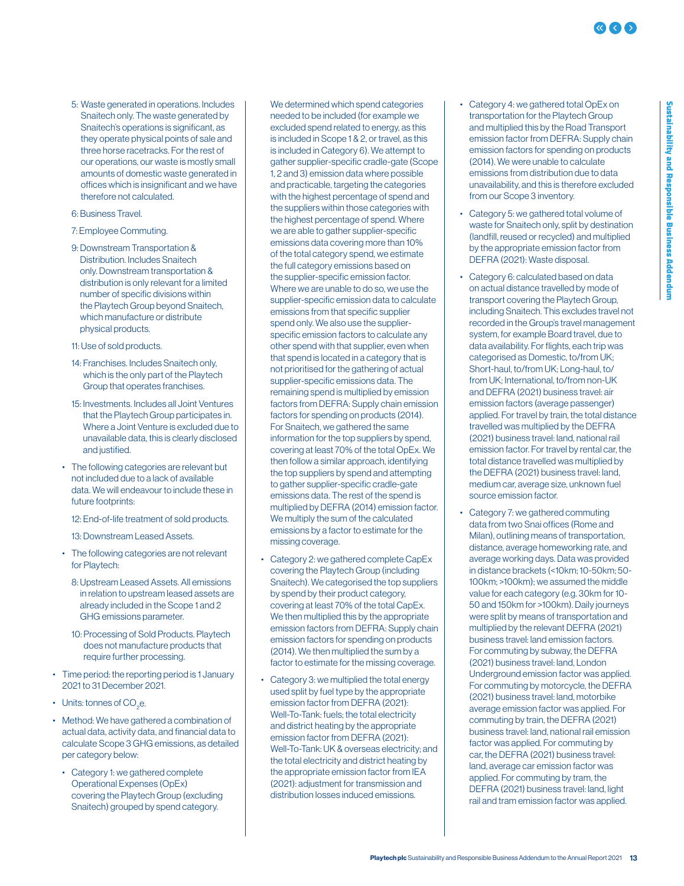5: Waste generated in operations. Includes Snaitech only. The waste generated by Snaitech's operations is significant, as they operate physical points of sale and three horse racetracks. For the rest of our operations, our waste is mostly small amounts of domestic waste generated in offices which is insignificant and we have therefore not calculated.

6: Business Travel.

7: Employee Commuting.

9: Downstream Transportation & Distribution. Includes Snaitech only. Downstream transportation & distribution is only relevant for a limited number of specific divisions within the Playtech Group beyond Snaitech, which manufacture or distribute physical products.

11: Use of sold products.

14: Franchises. Includes Snaitech only, which is the only part of the Playtech Group that operates franchises.

15: Investments. Includes all Joint Ventures that the Playtech Group participates in. Where a Joint Venture is excluded due to unavailable data, this is clearly disclosed and justified.

- The following categories are relevant but not included due to a lack of available data. We will endeavour to include these in future footprints:

  12: End-of-life treatment of sold products.

  13: Downstream Leased Assets.

- The following categories are not relevant for Playtech:

  8: Upstream Leased Assets. All emissions in relation to upstream leased assets are already included in the Scope 1 and 2 GHG emissions parameter.

  10: Processing of Sold Products. Playtech does not manufacture products that require further processing.

- Time period: the reporting period is 1 January 2021 to 31 December 2021.
- Units: tonnes of $CO_2$e.
- Method: We have gathered a combination of actual data, activity data, and financial data to calculate Scope 3 GHG emissions, as detailed per category below:
  - Category 1: we gathered complete Operational Expenses (OpEx) covering the Playtech Group (excluding Snaitech) grouped by spend category. We determined which spend categories needed to be included (for example we excluded spend related to energy, as this is included in Scope 1 & 2, or travel, as this is included in Category 6). We attempt to gather supplier-specific cradle-gate (Scope 1, 2 and 3) emission data where possible and practicable, targeting the categories with the highest percentage of spend and the suppliers within those categories with the highest percentage of spend. Where we are able to gather supplier-specific emissions data covering more than 10% of the total category spend, we estimate the full category emissions based on the supplier-specific emission factor. Where we are unable to do so, we use the supplier-specific emission data to calculate emissions from that specific supplier spend only. We also use the supplier-specific emission factors to calculate any other spend with that supplier, even when that spend is located in a category that is not prioritised for the gathering of actual supplier-specific emissions data. The remaining spend is multiplied by emission factors from DEFRA: Supply chain emission factors for spending on products (2014). For Snaitech, we gathered the same information for the top suppliers by spend, covering at least 70% of the total OpEx. We then follow a similar approach, identifying the top suppliers by spend and attempting to gather supplier-specific cradle-gate emissions data. The rest of the spend is multiplied by DEFRA (2014) emission factor. We multiply the sum of the calculated emissions by a factor to estimate for the missing coverage.
  - Category 2: we gathered complete CapEx covering the Playtech Group (including Snaitech). We categorised the top suppliers by spend by their product category, covering at least 70% of the total CapEx. We then multiplied this by the appropriate emission factors from DEFRA: Supply chain emission factors for spending on products (2014). We then multiplied the sum by a factor to estimate for the missing coverage.
  - Category 3: we multiplied the total energy used split by fuel type by the appropriate emission factor from DEFRA (2021): Well-To-Tank: fuels; the total electricity and district heating by the appropriate emission factor from DEFRA (2021): Well-To-Tank: UK & overseas electricity; and the total electricity and district heating by the appropriate emission factor from IEA (2021): adjustment for transmission and distribution losses induced emissions.
  - Category 4: we gathered total OpEx on transportation for the Playtech Group and multiplied this by the Road Transport emission factor from DEFRA: Supply chain emission factors for spending on products (2014). We were unable to calculate emissions from distribution due to data unavailability, and this is therefore excluded from our Scope 3 inventory.
  - Category 5: we gathered total volume of waste for Snaitech only, split by destination (landfill, reused or recycled) and multiplied by the appropriate emission factor from DEFRA (2021): Waste disposal.
  - Category 6: calculated based on data on actual distance travelled by mode of transport covering the Playtech Group, including Snaitech. This excludes travel not recorded in the Group's travel management system, for example Board travel, due to data availability. For flights, each trip was categorised as Domestic, to/from UK; Short-haul, to/from UK; Long-haul, to/from UK; International, to/from non-UK and DEFRA (2021) business travel: air emission factors (average passenger) applied. For travel by train, the total distance travelled was multiplied by the DEFRA (2021) business travel: land, national rail emission factor. For travel by rental car, the total distance travelled was multiplied by the DEFRA (2021) business travel: land, medium car, average size, unknown fuel source emission factor.
  - Category 7: we gathered commuting data from two Snai offices (Rome and Milan), outlining means of transportation, distance, average homeworking rate, and average working days. Data was provided in distance brackets (<10km; 10-50km; 50-100km; >100km); we assumed the middle value for each category (e.g. 30km for 10-50 and 150km for >100km). Daily journeys were split by means of transportation and multiplied by the relevant DEFRA (2021) business travel: land emission factors. For commuting by subway, the DEFRA (2021) business travel: land, London Underground emission factor was applied. For commuting by motorcycle, the DEFRA (2021) business travel: land, motorbike average emission factor was applied. For commuting by train, the DEFRA (2021) business travel: land, national rail emission factor was applied. For commuting by car, the DEFRA (2021) business travel: land, average car emission factor was applied. For commuting by tram, the DEFRA (2021) business travel: land, light rail and tram emission factor was applied.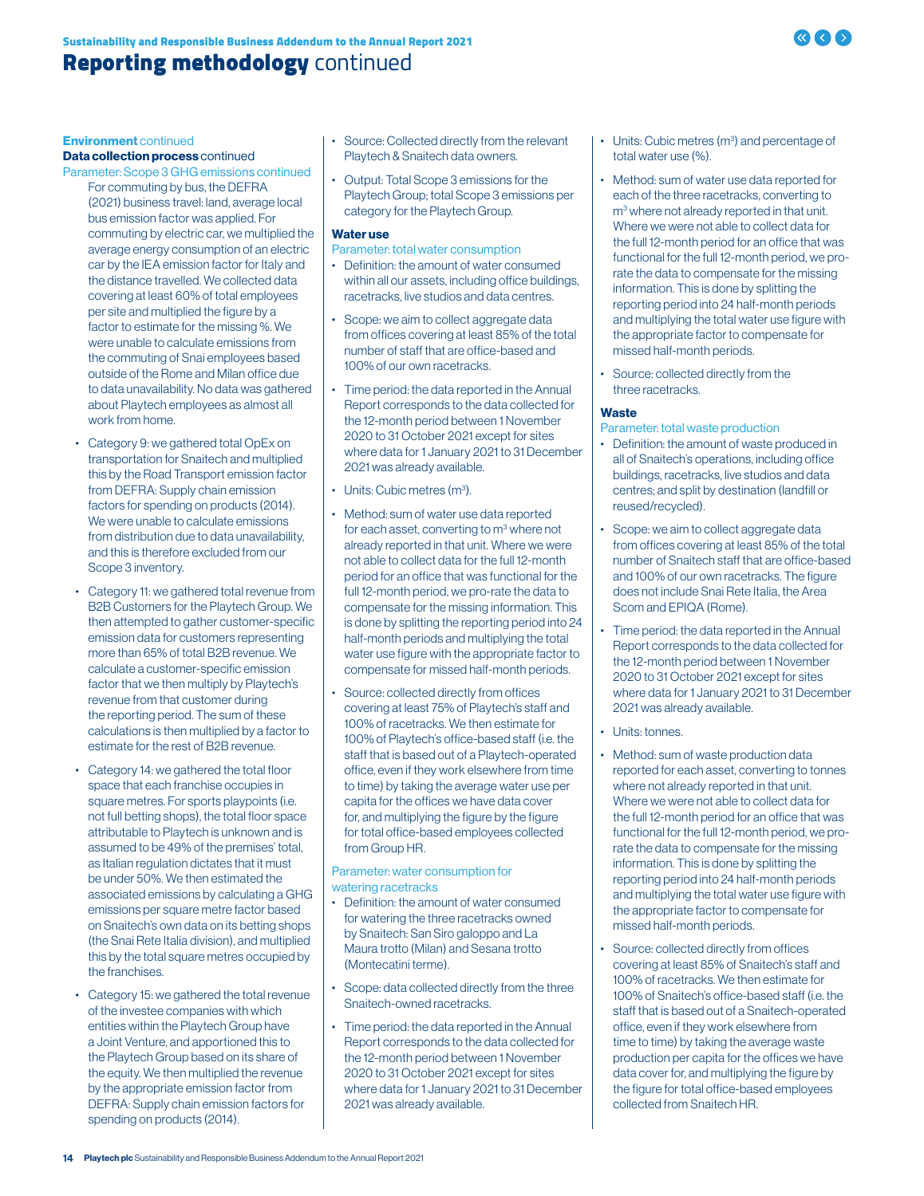# Reporting methodology continued

**Environment** continued

**Data collection process** continued

Parameter: Scope 3 GHG emissions continued

For commuting by bus, the DEFRA (2021) business travel: land, average local bus emission factor was applied. For commuting by electric car, we multiplied the average energy consumption of an electric car by the IEA emission factor for Italy and the distance travelled. We collected data covering at least 60% of total employees per site and multiplied the figure by a factor to estimate for the missing %. We were unable to calculate emissions from the commuting of Snai employees based outside of the Rome and Milan office due to data unavailability. No data was gathered about Playtech employees as almost all work from home.

- Category 9: we gathered total OpEx on transportation for Snaitech and multiplied this by the Road Transport emission factor from DEFRA: Supply chain emission factors for spending on products (2014). We were unable to calculate emissions from distribution due to data unavailability, and this is therefore excluded from our Scope 3 inventory.
- Category 11: we gathered total revenue from B2B Customers for the Playtech Group. We then attempted to gather customer-specific emission data for customers representing more than 65% of total B2B revenue. We calculate a customer-specific emission factor that we then multiply by Playtech's revenue from that customer during the reporting period. The sum of these calculations is then multiplied by a factor to estimate for the rest of B2B revenue.
- Category 14: we gathered the total floor space that each franchise occupies in square metres. For sports playpoints (i.e. not full betting shops), the total floor space attributable to Playtech is unknown and is assumed to be 49% of the premises' total, as Italian regulation dictates that it must be under 50%. We then estimated the associated emissions by calculating a GHG emissions per square metre factor based on Snaitech's own data on its betting shops (the Snai Rete Italia division), and multiplied this by the total square metres occupied by the franchises.
- Category 15: we gathered the total revenue of the investee companies with which entities within the Playtech Group have a Joint Venture, and apportioned this to the Playtech Group based on its share of the equity. We then multiplied the revenue by the appropriate emission factor from DEFRA: Supply chain emission factors for spending on products (2014).
- Source: Collected directly from the relevant Playtech & Snaitech data owners.
- Output: Total Scope 3 emissions for the Playtech Group; total Scope 3 emissions per category for the Playtech Group.

### Water use

Parameter: total water consumption

- Definition: the amount of water consumed within all our assets, including office buildings, racetracks, live studios and data centres.
- Scope: we aim to collect aggregate data from offices covering at least 85% of the total number of staff that are office-based and 100% of our own racetracks.
- Time period: the data reported in the Annual Report corresponds to the data collected for the 12-month period between 1 November 2020 to 31 October 2021 except for sites where data for 1 January 2021 to 31 December 2021 was already available.
- Units: Cubic metres ($m^3$).
- Method: sum of water use data reported for each asset, converting to $m^3$ where not already reported in that unit. Where we were not able to collect data for the full 12-month period for an office that was functional for the full 12-month period, we pro-rate the data to compensate for the missing information. This is done by splitting the reporting period into 24 half-month periods and multiplying the total water use figure with the appropriate factor to compensate for missed half-month periods.
- Source: collected directly from offices covering at least 75% of Playtech's staff and 100% of racetracks. We then estimate for 100% of Playtech's office-based staff (i.e. the staff that is based out of a Playtech-operated office, even if they work elsewhere from time to time) by taking the average water use per capita for the offices we have data cover for, and multiplying the figure by the figure for total office-based employees collected from Group HR.

Parameter: water consumption for watering racetracks

- Definition: the amount of water consumed for watering the three racetracks owned by Snaitech: San Siro galoppo and La Maura trotto (Milan) and Sesana trotto (Montecatini terme).
- Scope: data collected directly from the three Snaitech-owned racetracks.
- Time period: the data reported in the Annual Report corresponds to the data collected for the 12-month period between 1 November 2020 to 31 October 2021 except for sites where data for 1 January 2021 to 31 December 2021 was already available.
- Units: Cubic metres ($m^3$) and percentage of total water use (%).
- Method: sum of water use data reported for each of the three racetracks, converting to $m^3$ where not already reported in that unit. Where we were not able to collect data for the full 12-month period for an office that was functional for the full 12-month period, we pro-rate the data to compensate for the missing information. This is done by splitting the reporting period into 24 half-month periods and multiplying the total water use figure with the appropriate factor to compensate for missed half-month periods.
- Source: collected directly from the three racetracks.

### Waste

Parameter: total waste production

- Definition: the amount of waste produced in all of Snaitech's operations, including office buildings, racetracks, live studios and data centres; and split by destination (landfill or reused/recycled).
- Scope: we aim to collect aggregate data from offices covering at least 85% of the total number of Snaitech staff that are office-based and 100% of our own racetracks. The figure does not include Snai Rete Italia, the Area Scom and EPIQA (Rome).
- Time period: the data reported in the Annual Report corresponds to the data collected for the 12-month period between 1 November 2020 to 31 October 2021 except for sites where data for 1 January 2021 to 31 December 2021 was already available.
- Units: tonnes.
- Method: sum of waste production data reported for each asset, converting to tonnes where not already reported in that unit. Where we were not able to collect data for the full 12-month period for an office that was functional for the full 12-month period, we pro-rate the data to compensate for the missing information. This is done by splitting the reporting period into 24 half-month periods and multiplying the total water use figure with the appropriate factor to compensate for missed half-month periods.
- Source: collected directly from offices covering at least 85% of Snaitech's staff and 100% of racetracks. We then estimate for 100% of Snaitech's office-based staff (i.e. the staff that is based out of a Snaitech-operated office, even if they work elsewhere from time to time) by taking the average waste production per capita for the offices we have data cover for, and multiplying the figure by the figure for total office-based employees collected from Snaitech HR.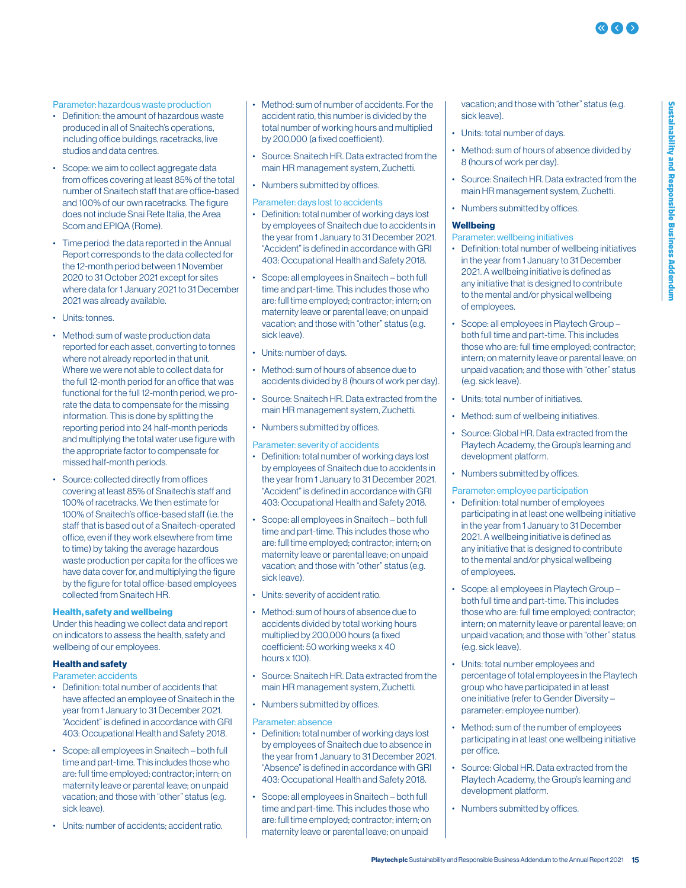Parameter: hazardous waste production

- Definition: the amount of hazardous waste produced in all of Snaitech's operations, including office buildings, racetracks, live studios and data centres.
- Scope: we aim to collect aggregate data from offices covering at least 85% of the total number of Snaitech staff that are office-based and 100% of our own racetracks. The figure does not include Snai Rete Italia, the Area Scom and EPIQA (Rome).
- Time period: the data reported in the Annual Report corresponds to the data collected for the 12-month period between 1 November 2020 to 31 October 2021 except for sites where data for 1 January 2021 to 31 December 2021 was already available.
- Units: tonnes.
- Method: sum of waste production data reported for each asset, converting to tonnes where not already reported in that unit. Where we were not able to collect data for the full 12-month period for an office that was functional for the full 12-month period, we pro-rate the data to compensate for the missing information. This is done by splitting the reporting period into 24 half-month periods and multiplying the total water use figure with the appropriate factor to compensate for missed half-month periods.
- Source: collected directly from offices covering at least 85% of Snaitech's staff and 100% of racetracks. We then estimate for 100% of Snaitech's office-based staff (i.e. the staff that is based out of a Snaitech-operated office, even if they work elsewhere from time to time) by taking the average hazardous waste production per capita for the offices we have data cover for, and multiplying the figure by the figure for total office-based employees collected from Snaitech HR.

## Health, safety and wellbeing

Under this heading we collect data and report on indicators to assess the health, safety and wellbeing of our employees.

### Health and safety

Parameter: accidents

- Definition: total number of accidents that have affected an employee of Snaitech in the year from 1 January to 31 December 2021. "Accident" is defined in accordance with GRI 403: Occupational Health and Safety 2018.
- Scope: all employees in Snaitech – both full time and part-time. This includes those who are: full time employed; contractor; intern; on maternity leave or parental leave; on unpaid vacation; and those with "other" status (e.g. sick leave).
- Units: number of accidents; accident ratio.
- Method: sum of number of accidents. For the accident ratio, this number is divided by the total number of working hours and multiplied by 200,000 (a fixed coefficient).
- Source: Snaitech HR. Data extracted from the main HR management system, Zuchetti.
- Numbers submitted by offices.

Parameter: days lost to accidents

- Definition: total number of working days lost by employees of Snaitech due to accidents in the year from 1 January to 31 December 2021. "Accident" is defined in accordance with GRI 403: Occupational Health and Safety 2018.
- Scope: all employees in Snaitech – both full time and part-time. This includes those who are: full time employed; contractor; intern; on maternity leave or parental leave; on unpaid vacation; and those with "other" status (e.g. sick leave).
- Units: number of days.
- Method: sum of hours of absence due to accidents divided by 8 (hours of work per day).
- Source: Snaitech HR. Data extracted from the main HR management system, Zuchetti.
- Numbers submitted by offices.

Parameter: severity of accidents

- Definition: total number of working days lost by employees of Snaitech due to accidents in the year from 1 January to 31 December 2021. "Accident" is defined in accordance with GRI 403: Occupational Health and Safety 2018.
- Scope: all employees in Snaitech – both full time and part-time. This includes those who are: full time employed; contractor; intern; on maternity leave or parental leave; on unpaid vacation; and those with "other" status (e.g. sick leave).
- Units: severity of accident ratio.
- Method: sum of hours of absence due to accidents divided by total working hours multiplied by 200,000 hours (a fixed coefficient: 50 working weeks x 40 hours x 100).
- Source: Snaitech HR. Data extracted from the main HR management system, Zuchetti.
- Numbers submitted by offices.

Parameter: absence

- Definition: total number of working days lost by employees of Snaitech due to absence in the year from 1 January to 31 December 2021. "Absence" is defined in accordance with GRI 403: Occupational Health and Safety 2018.
- Scope: all employees in Snaitech – both full time and part-time. This includes those who are: full time employed; contractor; intern; on maternity leave or parental leave; on unpaid vacation; and those with "other" status (e.g. sick leave).
- Units: total number of days.
- Method: sum of hours of absence divided by 8 (hours of work per day).
- Source: Snaitech HR. Data extracted from the main HR management system, Zuchetti.
- Numbers submitted by offices.

### Wellbeing

Parameter: wellbeing initiatives

- Definition: total number of wellbeing initiatives in the year from 1 January to 31 December 2021. A wellbeing initiative is defined as any initiative that is designed to contribute to the mental and/or physical wellbeing of employees.
- Scope: all employees in Playtech Group – both full time and part-time. This includes those who are: full time employed; contractor; intern; on maternity leave or parental leave; on unpaid vacation; and those with "other" status (e.g. sick leave).
- Units: total number of initiatives.
- Method: sum of wellbeing initiatives.
- Source: Global HR. Data extracted from the Playtech Academy, the Group's learning and development platform.
- Numbers submitted by offices.

Parameter: employee participation

- Definition: total number of employees participating in at least one wellbeing initiative in the year from 1 January to 31 December 2021. A wellbeing initiative is defined as any initiative that is designed to contribute to the mental and/or physical wellbeing of employees.
- Scope: all employees in Playtech Group – both full time and part-time. This includes those who are: full time employed; contractor; intern; on maternity leave or parental leave; on unpaid vacation; and those with "other" status (e.g. sick leave).
- Units: total number employees and percentage of total employees in the Playtech group who have participated in at least one initiative (refer to Gender Diversity – parameter: employee number).
- Method: sum of the number of employees participating in at least one wellbeing initiative per office.
- Source: Global HR. Data extracted from the Playtech Academy, the Group's learning and development platform.
- Numbers submitted by offices.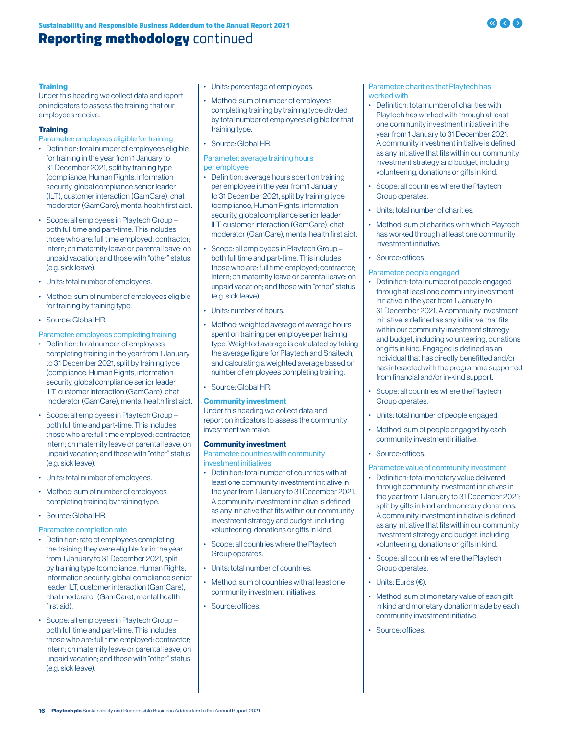# Reporting methodology continued

### Training

Under this heading we collect data and report on indicators to assess the training that our employees receive.

#### Training

Parameter: employees eligible for training

- Definition: total number of employees eligible for training in the year from 1 January to 31 December 2021, split by training type (compliance, Human Rights, information security, global compliance senior leader (ILT), customer interaction (GamCare), chat moderator (GamCare), mental health first aid).
- Scope: all employees in Playtech Group – both full time and part-time. This includes those who are: full time employed; contractor; intern; on maternity leave or parental leave; on unpaid vacation; and those with "other" status (e.g. sick leave).
- Units: total number of employees.
- Method: sum of number of employees eligible for training by training type.
- Source: Global HR.

Parameter: employees completing training

- Definition: total number of employees completing training in the year from 1 January to 31 December 2021, split by training type (compliance, Human Rights, information security, global compliance senior leader ILT, customer interaction (GamCare), chat moderator (GamCare), mental health first aid).
- Scope: all employees in Playtech Group – both full time and part-time. This includes those who are: full time employed; contractor; intern; on maternity leave or parental leave; on unpaid vacation; and those with "other" status (e.g. sick leave).
- Units: total number of employees.
- Method: sum of number of employees completing training by training type.
- Source: Global HR.

Parameter: completion rate

- Definition: rate of employees completing the training they were eligible for in the year from 1 January to 31 December 2021, split by training type (compliance, Human Rights, information security, global compliance senior leader ILT, customer interaction (GamCare), chat moderator (GamCare), mental health first aid).
- Scope: all employees in Playtech Group – both full time and part-time. This includes those who are: full time employed; contractor; intern; on maternity leave or parental leave; on unpaid vacation; and those with "other" status (e.g. sick leave).
- Units: percentage of employees.
- Method: sum of number of employees completing training by training type divided by total number of employees eligible for that training type.
- Source: Global HR.

Parameter: average training hours per employee

- Definition: average hours spent on training per employee in the year from 1 January to 31 December 2021, split by training type (compliance, Human Rights, information security, global compliance senior leader ILT, customer interaction (GamCare), chat moderator (GamCare), mental health first aid).
- Scope: all employees in Playtech Group – both full time and part-time. This includes those who are: full time employed; contractor; intern; on maternity leave or parental leave; on unpaid vacation; and those with "other" status (e.g. sick leave).
- Units: number of hours.
- Method: weighted average of average hours spent on training per employee per training type. Weighted average is calculated by taking the average figure for Playtech and Snaitech, and calculating a weighted average based on number of employees completing training.
- Source: Global HR.

### Community investment

Under this heading we collect data and report on indicators to assess the community investment we make.

#### Community investment

Parameter: countries with community investment initiatives

- Definition: total number of countries with at least one community investment initiative in the year from 1 January to 31 December 2021. A community investment initiative is defined as any initiative that fits within our community investment strategy and budget, including volunteering, donations or gifts in kind.
- Scope: all countries where the Playtech Group operates.
- Units: total number of countries.
- Method: sum of countries with at least one community investment initiatives.
- Source: offices.

Parameter: charities that Playtech has worked with

- Definition: total number of charities with Playtech has worked with through at least one community investment initiative in the year from 1 January to 31 December 2021. A community investment initiative is defined as any initiative that fits within our community investment strategy and budget, including volunteering, donations or gifts in kind.
- Scope: all countries where the Playtech Group operates.
- Units: total number of charities.
- Method: sum of charities with which Playtech has worked through at least one community investment initiative.
- Source: offices.

Parameter: people engaged

- Definition: total number of people engaged through at least one community investment initiative in the year from 1 January to 31 December 2021. A community investment initiative is defined as any initiative that fits within our community investment strategy and budget, including volunteering, donations or gifts in kind. Engaged is defined as an individual that has directly benefitted and/or has interacted with the programme supported from financial and/or in-kind support.
- Scope: all countries where the Playtech Group operates.
- Units: total number of people engaged.
- Method: sum of people engaged by each community investment initiative.
- Source: offices.

Parameter: value of community investment

- Definition: total monetary value delivered through community investment initiatives in the year from 1 January to 31 December 2021; split by gifts in kind and monetary donations. A community investment initiative is defined as any initiative that fits within our community investment strategy and budget, including volunteering, donations or gifts in kind.
- Scope: all countries where the Playtech Group operates.
- Units: Euros (€).
- Method: sum of monetary value of each gift in kind and monetary donation made by each community investment initiative.
- Source: offices.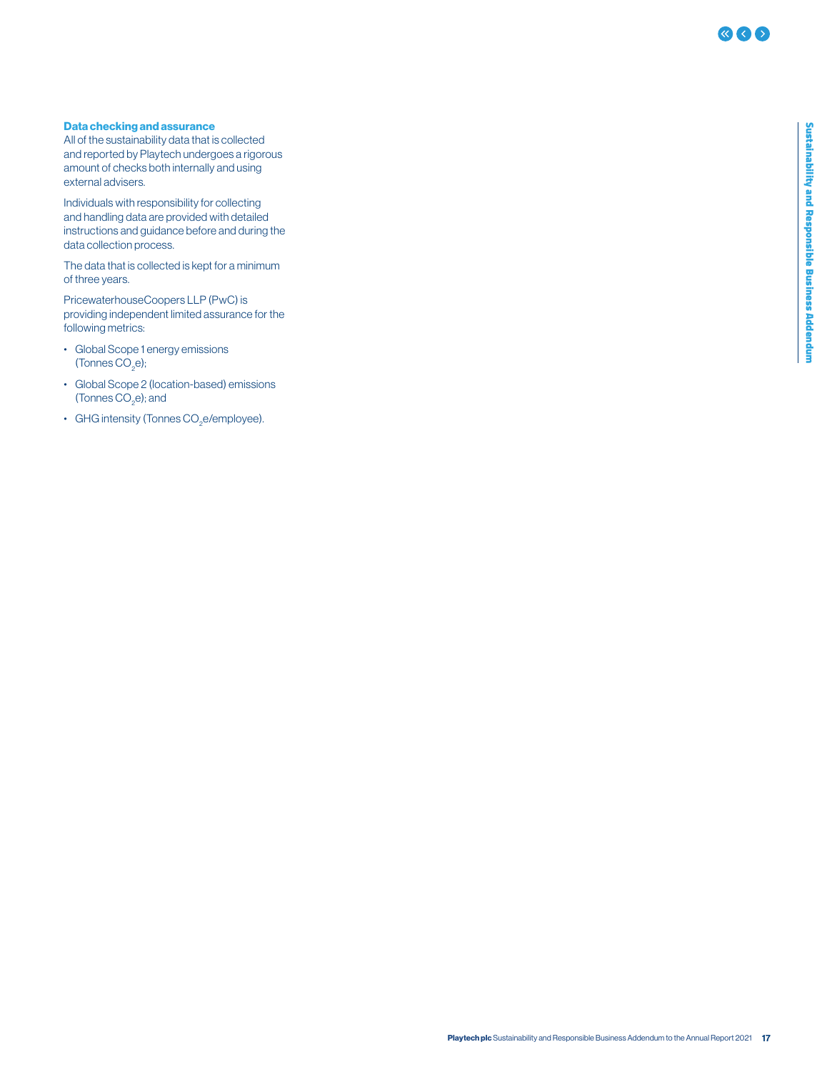### Data checking and assurance

All of the sustainability data that is collected and reported by Playtech undergoes a rigorous amount of checks both internally and using external advisers.

Individuals with responsibility for collecting and handling data are provided with detailed instructions and guidance before and during the data collection process.

The data that is collected is kept for a minimum of three years.

PricewaterhouseCoopers LLP (PwC) is providing independent limited assurance for the following metrics:

- Global Scope 1 energy emissions (Tonnes $CO_2e$);
- Global Scope 2 (location-based) emissions (Tonnes $CO_2e$); and
- GHG intensity (Tonnes $CO_2e$/employee).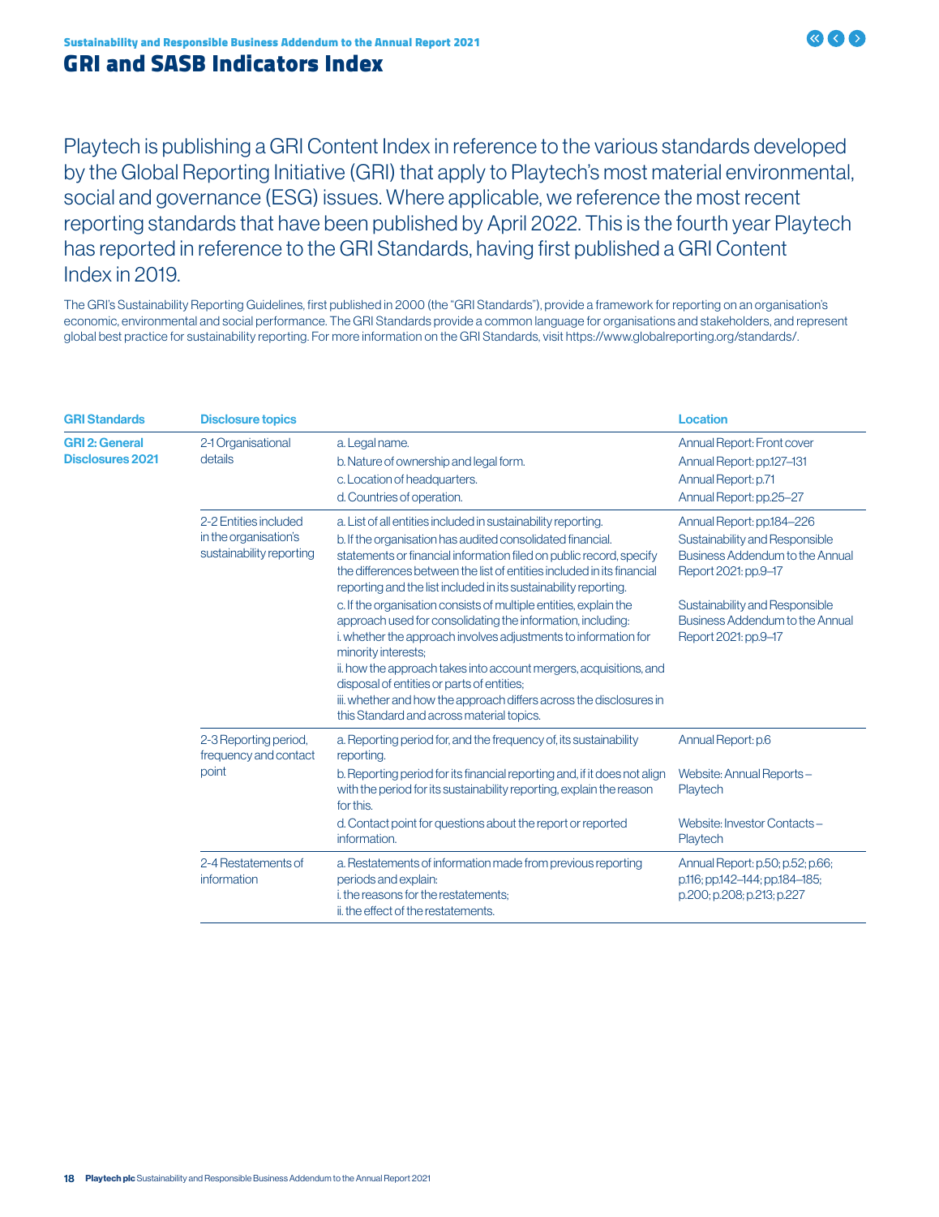## GRI and SASB Indicators Index

Playtech is publishing a GRI Content Index in reference to the various standards developed by the Global Reporting Initiative (GRI) that apply to Playtech's most material environmental, social and governance (ESG) issues. Where applicable, we reference the most recent reporting standards that have been published by April 2022. This is the fourth year Playtech has reported in reference to the GRI Standards, having first published a GRI Content Index in 2019.

The GRI's Sustainability Reporting Guidelines, first published in 2000 (the "GRI Standards"), provide a framework for reporting on an organisation's economic, environmental and social performance. The GRI Standards provide a common language for organisations and stakeholders, and represent global best practice for sustainability reporting. For more information on the GRI Standards, visit https://www.globalreporting.org/standards/.

| GRI Standards | Disclosure topics | | Location |
|---|---|---|---|
| GRI 2: General Disclosures 2021 | 2-1 Organisational details | a. Legal name. | Annual Report: Front cover |
| | | b. Nature of ownership and legal form. | Annual Report: pp.127–131 |
| | | c. Location of headquarters. | Annual Report: p.71 |
| | | d. Countries of operation. | Annual Report: pp.25–27 |
| | 2-2 Entities included in the organisation's sustainability reporting | a. List of all entities included in sustainability reporting. | Annual Report: pp.184–226 |
| | | b. If the organisation has audited consolidated financial. statements or financial information filed on public record, specify the differences between the list of entities included in its financial reporting and the list included in its sustainability reporting. | Sustainability and Responsible Business Addendum to the Annual Report 2021: pp.9–17 |
| | | c. If the organisation consists of multiple entities, explain the approach used for consolidating the information, including:<br>i. whether the approach involves adjustments to information for minority interests;<br>ii. how the approach takes into account mergers, acquisitions, and disposal of entities or parts of entities;<br>iii. whether and how the approach differs across the disclosures in this Standard and across material topics. | Sustainability and Responsible Business Addendum to the Annual Report 2021: pp.9–17 |
| | 2-3 Reporting period, frequency and contact point | a. Reporting period for, and the frequency of, its sustainability reporting. | Annual Report: p.6 |
| | | b. Reporting period for its financial reporting and, if it does not align with the period for its sustainability reporting, explain the reason for this. | Website: Annual Reports – Playtech |
| | | d. Contact point for questions about the report or reported information. | Website: Investor Contacts – Playtech |
| | 2-4 Restatements of information | a. Restatements of information made from previous reporting periods and explain:<br>i. the reasons for the restatements;<br>ii. the effect of the restatements. | Annual Report: p.50; p.52; p.66; p.116; pp.142–144; pp.184–185; p.200; p.208; p.213; p.227 |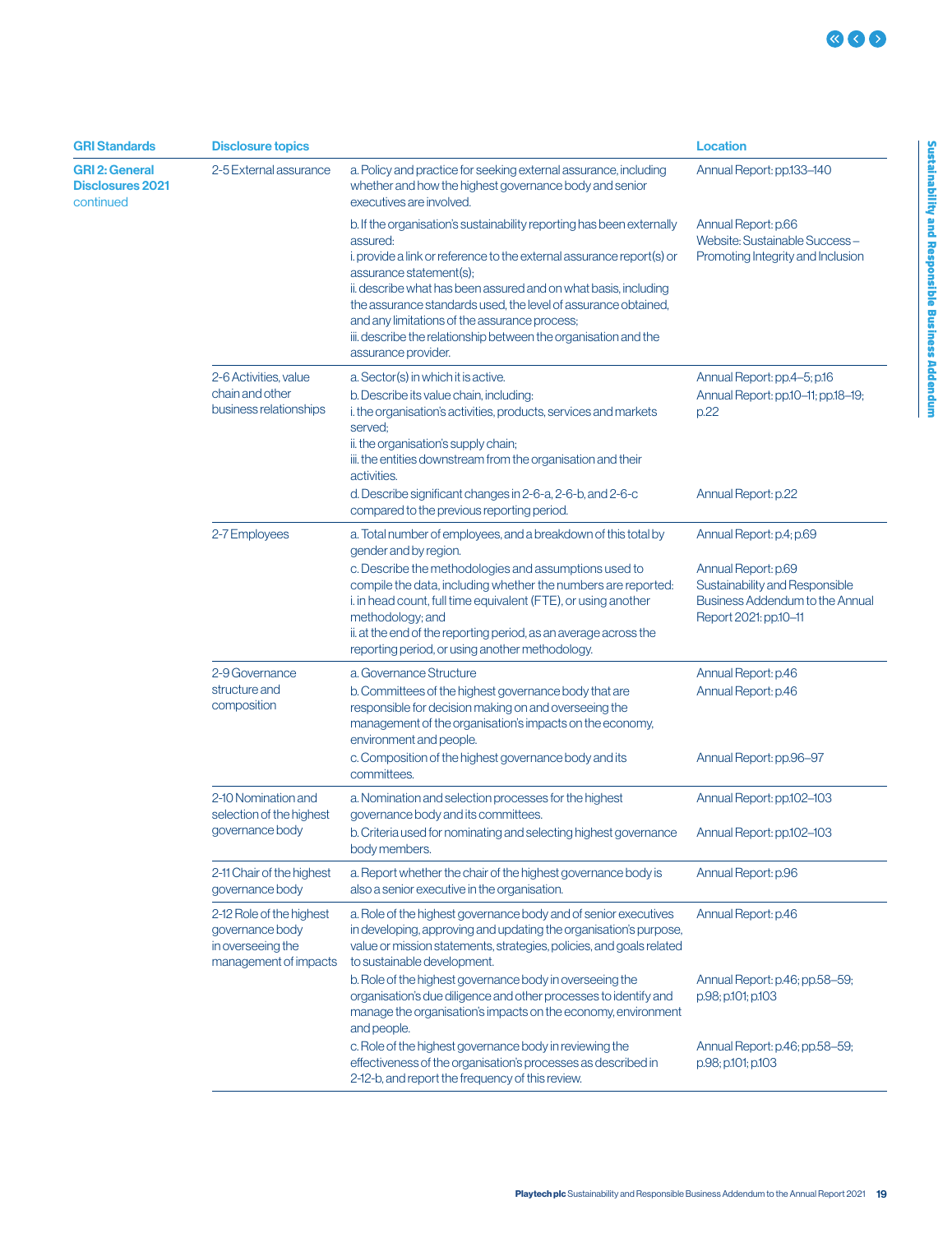| GRI Standards | Disclosure topics | | Location |
|---|---|---|---|
| **GRI 2: General Disclosures 2021** continued | 2-5 External assurance | a. Policy and practice for seeking external assurance, including whether and how the highest governance body and senior executives are involved. | Annual Report: pp.133–140 |
| | | b. If the organisation's sustainability reporting has been externally assured:<br>i. provide a link or reference to the external assurance report(s) or assurance statement(s);<br>ii. describe what has been assured and on what basis, including the assurance standards used, the level of assurance obtained, and any limitations of the assurance process;<br>iii. describe the relationship between the organisation and the assurance provider. | Annual Report: p.66<br>Website: Sustainable Success – Promoting Integrity and Inclusion |
| | 2-6 Activities, value chain and other business relationships | a. Sector(s) in which it is active. | Annual Report: pp.4–5; p.16 |
| | | b. Describe its value chain, including:<br>i. the organisation's activities, products, services and markets served;<br>ii. the organisation's supply chain;<br>iii. the entities downstream from the organisation and their activities. | Annual Report: pp.10–11; pp.18–19; p.22 |
| | | d. Describe significant changes in 2-6-a, 2-6-b, and 2-6-c compared to the previous reporting period. | Annual Report: p.22 |
| | 2-7 Employees | a. Total number of employees, and a breakdown of this total by gender and by region. | Annual Report: p.4; p.69 |
| | | c. Describe the methodologies and assumptions used to compile the data, including whether the numbers are reported:<br>i. in head count, full time equivalent (FTE), or using another methodology; and<br>ii. at the end of the reporting period, as an average across the reporting period, or using another methodology. | Annual Report: p.69<br>Sustainability and Responsible Business Addendum to the Annual Report 2021: pp.10–11 |
| | 2-9 Governance structure and composition | a. Governance Structure | Annual Report: p.46 |
| | | b. Committees of the highest governance body that are responsible for decision making on and overseeing the management of the organisation's impacts on the economy, environment and people. | Annual Report: p.46 |
| | | c. Composition of the highest governance body and its committees. | Annual Report: pp.96–97 |
| | 2-10 Nomination and selection of the highest governance body | a. Nomination and selection processes for the highest governance body and its committees. | Annual Report: pp.102–103 |
| | | b. Criteria used for nominating and selecting highest governance body members. | Annual Report: pp.102–103 |
| | 2-11 Chair of the highest governance body | a. Report whether the chair of the highest governance body is also a senior executive in the organisation. | Annual Report: p.96 |
| | 2-12 Role of the highest governance body in overseeing the management of impacts | a. Role of the highest governance body and of senior executives in developing, approving and updating the organisation's purpose, value or mission statements, strategies, policies, and goals related to sustainable development. | Annual Report: p.46 |
| | | b. Role of the highest governance body in overseeing the organisation's due diligence and other processes to identify and manage the organisation's impacts on the economy, environment and people. | Annual Report: p.46; pp.58–59; p.98; p.101; p.103 |
| | | c. Role of the highest governance body in reviewing the effectiveness of the organisation's processes as described in 2-12-b, and report the frequency of this review. | Annual Report: p.46; pp.58–59; p.98; p.101; p.103 |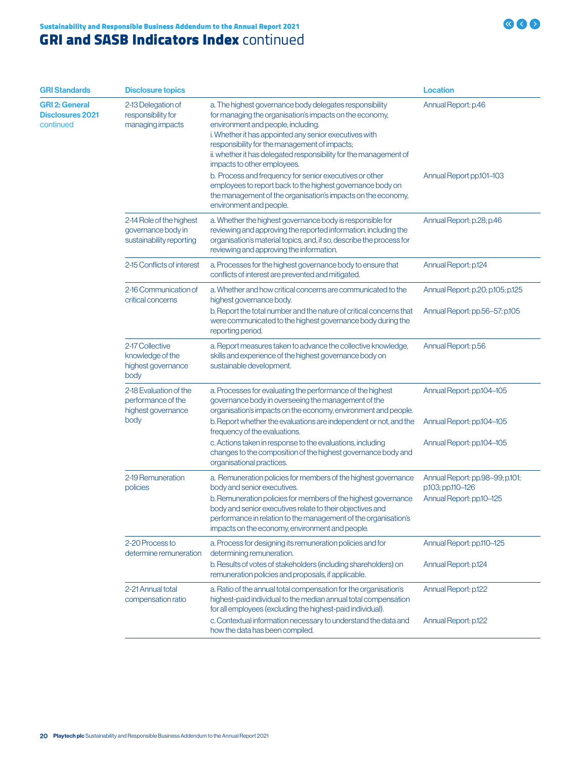# GRI and SASB Indicators Index continued

| GRI Standards | Disclosure topics | | Location |
|---|---|---|---|
| **GRI 2: General Disclosures 2021** continued | 2-13 Delegation of responsibility for managing impacts | a. The highest governance body delegates responsibility for managing the organisation's impacts on the economy, environment and people, including.<br>i. Whether it has appointed any senior executives with responsibility for the management of impacts;<br>ii. whether it has delegated responsibility for the management of impacts to other employees. | Annual Report: p.46 |
| | | b. Process and frequency for senior executives or other employees to report back to the highest governance body on the management of the organisation's impacts on the economy, environment and people. | Annual Report pp.101–103 |
| | 2-14 Role of the highest governance body in sustainability reporting | a. Whether the highest governance body is responsible for reviewing and approving the reported information, including the organisation's material topics, and, if so, describe the process for reviewing and approving the information. | Annual Report: p.28; p.46 |
| | 2-15 Conflicts of interest | a. Processes for the highest governance body to ensure that conflicts of interest are prevented and mitigated. | Annual Report: p.124 |
| | 2-16 Communication of critical concerns | a. Whether and how critical concerns are communicated to the highest governance body. | Annual Report: p.20; p.105; p.125 |
| | | b. Report the total number and the nature of critical concerns that were communicated to the highest governance body during the reporting period. | Annual Report: pp.56–57; p.105 |
| | 2-17 Collective knowledge of the highest governance body | a. Report measures taken to advance the collective knowledge, skills and experience of the highest governance body on sustainable development. | Annual Report: p.56 |
| | 2-18 Evaluation of the performance of the highest governance body | a. Processes for evaluating the performance of the highest governance body in overseeing the management of the organisation's impacts on the economy, environment and people. | Annual Report: pp.104–105 |
| | | b. Report whether the evaluations are independent or not, and the frequency of the evaluations. | Annual Report: pp.104–105 |
| | | c. Actions taken in response to the evaluations, including changes to the composition of the highest governance body and organisational practices. | Annual Report: pp.104–105 |
| | 2-19 Remuneration policies | a. Remuneration policies for members of the highest governance body and senior executives. | Annual Report: pp.98–99; p.101; p.103; pp.110–126 |
| | | b. Remuneration policies for members of the highest governance body and senior executives relate to their objectives and performance in relation to the management of the organisation's impacts on the economy, environment and people. | Annual Report: pp.10–125 |
| | 2-20 Process to determine remuneration | a. Process for designing its remuneration policies and for determining remuneration. | Annual Report: pp.110–125 |
| | | b. Results of votes of stakeholders (including shareholders) on remuneration policies and proposals, if applicable. | Annual Report: p.124 |
| | 2-21 Annual total compensation ratio | a. Ratio of the annual total compensation for the organisation's highest-paid individual to the median annual total compensation for all employees (excluding the highest-paid individual). | Annual Report: p.122 |
| | | c. Contextual information necessary to understand the data and how the data has been compiled. | Annual Report: p.122 |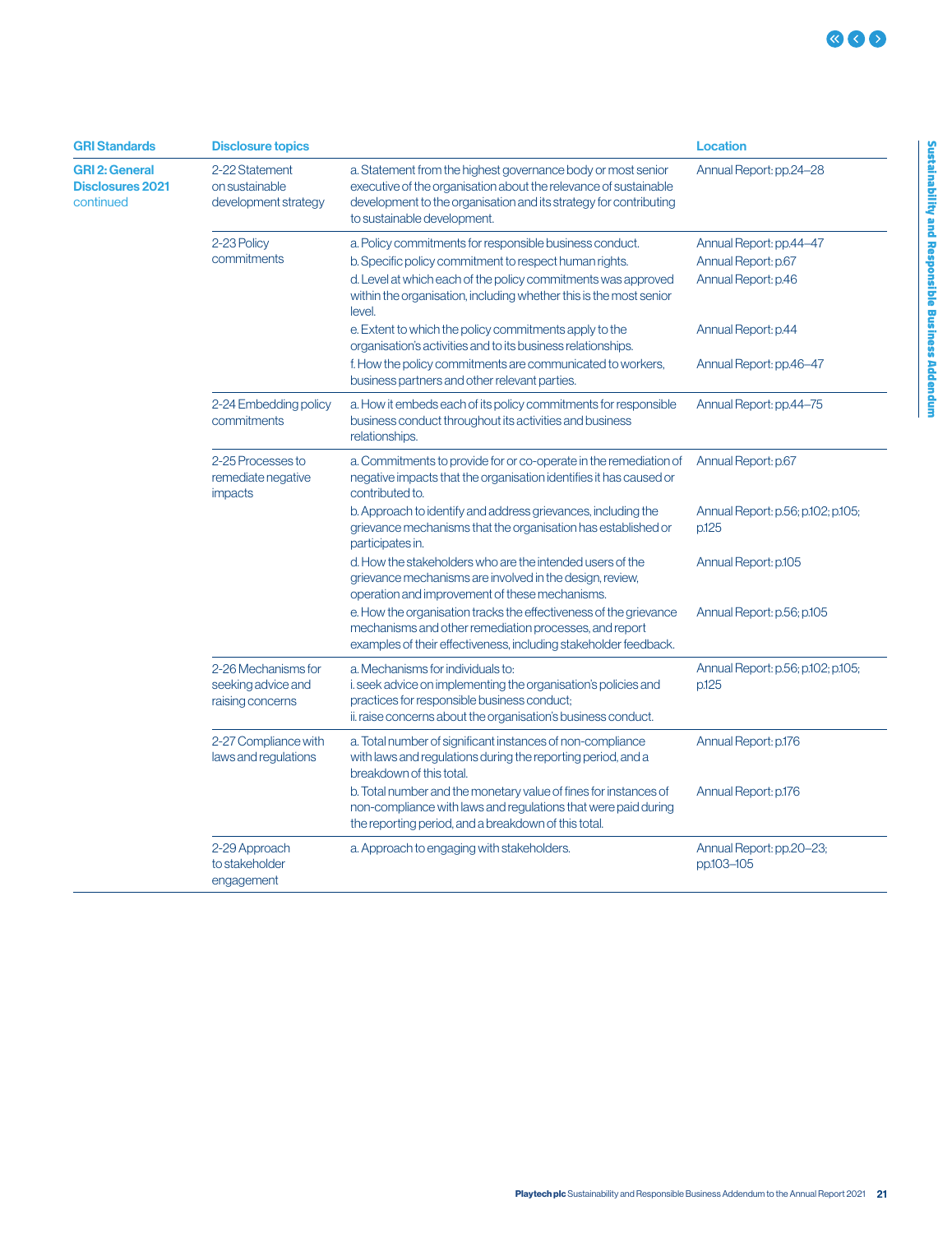| GRI Standards | Disclosure topics | | Location |
|---|---|---|---|
| **GRI 2: General Disclosures 2021** continued | 2-22 Statement on sustainable development strategy | a. Statement from the highest governance body or most senior executive of the organisation about the relevance of sustainable development to the organisation and its strategy for contributing to sustainable development. | Annual Report: pp.24–28 |
| | 2-23 Policy commitments | a. Policy commitments for responsible business conduct. | Annual Report: pp.44–47 |
| | | b. Specific policy commitment to respect human rights. | Annual Report: p.67 |
| | | d. Level at which each of the policy commitments was approved within the organisation, including whether this is the most senior level. | Annual Report: p.46 |
| | | e. Extent to which the policy commitments apply to the organisation's activities and to its business relationships. | Annual Report: p.44 |
| | | f. How the policy commitments are communicated to workers, business partners and other relevant parties. | Annual Report: pp.46–47 |
| | 2-24 Embedding policy commitments | a. How it embeds each of its policy commitments for responsible business conduct throughout its activities and business relationships. | Annual Report: pp.44–75 |
| | 2-25 Processes to remediate negative impacts | a. Commitments to provide for or co-operate in the remediation of negative impacts that the organisation identifies it has caused or contributed to. | Annual Report: p.67 |
| | | b. Approach to identify and address grievances, including the grievance mechanisms that the organisation has established or participates in. | Annual Report: p.56; p.102; p.105; p.125 |
| | | d. How the stakeholders who are the intended users of the grievance mechanisms are involved in the design, review, operation and improvement of these mechanisms. | Annual Report: p.105 |
| | | e. How the organisation tracks the effectiveness of the grievance mechanisms and other remediation processes, and report examples of their effectiveness, including stakeholder feedback. | Annual Report: p.56; p.105 |
| | 2-26 Mechanisms for seeking advice and raising concerns | a. Mechanisms for individuals to:<br>i. seek advice on implementing the organisation's policies and practices for responsible business conduct;<br>ii. raise concerns about the organisation's business conduct. | Annual Report: p.56; p.102; p.105; p.125 |
| | 2-27 Compliance with laws and regulations | a. Total number of significant instances of non-compliance with laws and regulations during the reporting period, and a breakdown of this total. | Annual Report: p.176 |
| | | b. Total number and the monetary value of fines for instances of non-compliance with laws and regulations that were paid during the reporting period, and a breakdown of this total. | Annual Report: p.176 |
| | 2-29 Approach to stakeholder engagement | a. Approach to engaging with stakeholders. | Annual Report: pp.20–23; pp.103–105 |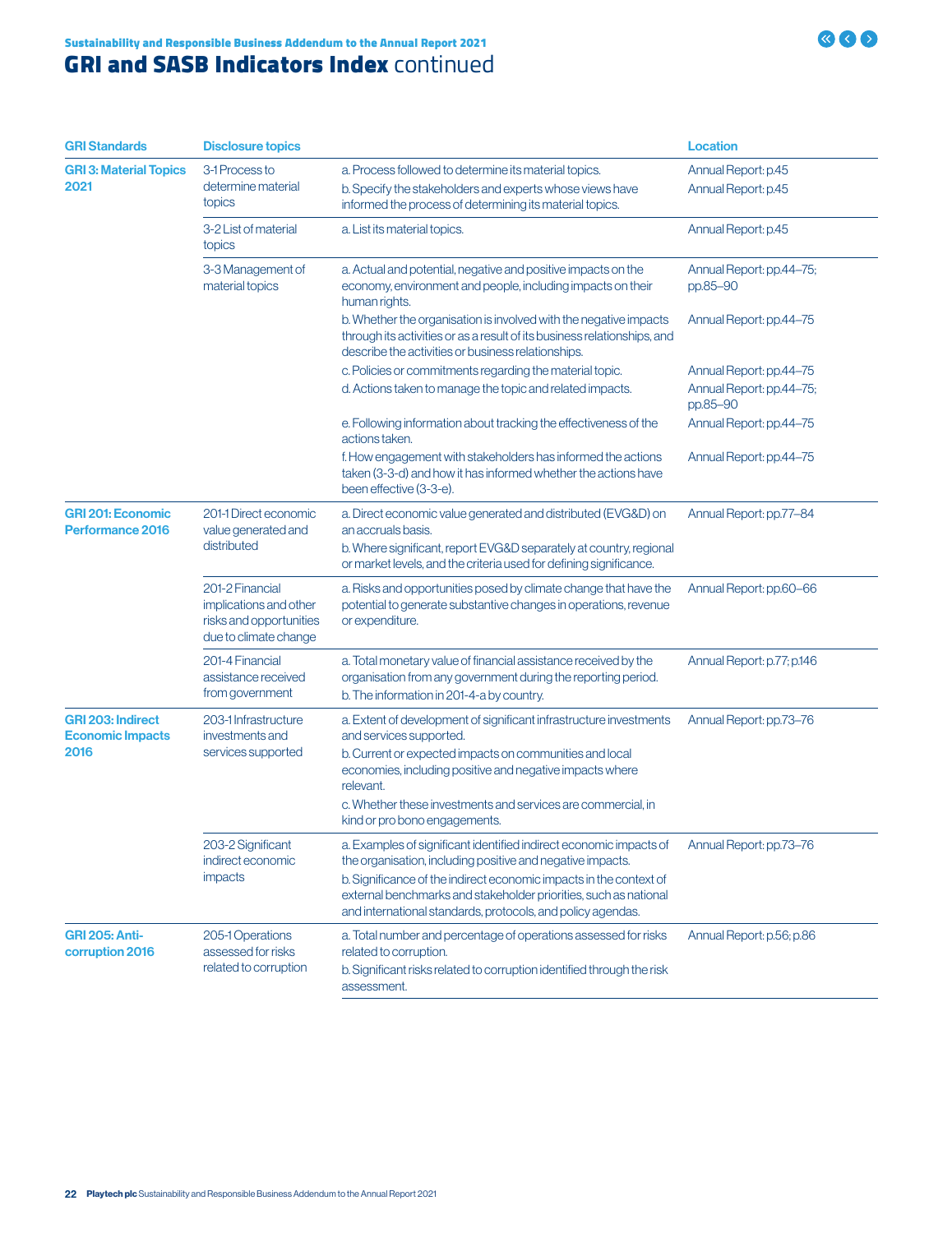# GRI and SASB Indicators Index continued

| GRI Standards | Disclosure topics | | Location |
|---|---|---|---|
| GRI 3: Material Topics 2021 | 3-1 Process to determine material topics | a. Process followed to determine its material topics. | Annual Report: p.45 |
| | | b. Specify the stakeholders and experts whose views have informed the process of determining its material topics. | Annual Report: p.45 |
| | 3-2 List of material topics | a. List its material topics. | Annual Report: p.45 |
| | 3-3 Management of material topics | a. Actual and potential, negative and positive impacts on the economy, environment and people, including impacts on their human rights. | Annual Report: pp.44–75; pp.85–90 |
| | | b. Whether the organisation is involved with the negative impacts through its activities or as a result of its business relationships, and describe the activities or business relationships. | Annual Report: pp.44–75 |
| | | c. Policies or commitments regarding the material topic. | Annual Report: pp.44–75 |
| | | d. Actions taken to manage the topic and related impacts. | Annual Report: pp.44–75; pp.85–90 |
| | | e. Following information about tracking the effectiveness of the actions taken. | Annual Report: pp.44–75 |
| | | f. How engagement with stakeholders has informed the actions taken (3-3-d) and how it has informed whether the actions have been effective (3-3-e). | Annual Report: pp.44–75 |
| GRI 201: Economic Performance 2016 | 201-1 Direct economic value generated and distributed | a. Direct economic value generated and distributed (EVG&D) on an accruals basis. | Annual Report: pp.77–84 |
| | | b. Where significant, report EVG&D separately at country, regional or market levels, and the criteria used for defining significance. | |
| | 201-2 Financial implications and other risks and opportunities due to climate change | a. Risks and opportunities posed by climate change that have the potential to generate substantive changes in operations, revenue or expenditure. | Annual Report: pp.60–66 |
| | 201-4 Financial assistance received from government | a. Total monetary value of financial assistance received by the organisation from any government during the reporting period. | Annual Report: p.77; p.146 |
| | | b. The information in 201-4-a by country. | |
| GRI 203: Indirect Economic Impacts 2016 | 203-1 Infrastructure investments and services supported | a. Extent of development of significant infrastructure investments and services supported. | Annual Report: pp.73–76 |
| | | b. Current or expected impacts on communities and local economies, including positive and negative impacts where relevant. | |
| | | c. Whether these investments and services are commercial, in kind or pro bono engagements. | |
| | 203-2 Significant indirect economic impacts | a. Examples of significant identified indirect economic impacts of the organisation, including positive and negative impacts. | Annual Report: pp.73–76 |
| | | b. Significance of the indirect economic impacts in the context of external benchmarks and stakeholder priorities, such as national and international standards, protocols, and policy agendas. | |
| GRI 205: Anti-corruption 2016 | 205-1 Operations assessed for risks related to corruption | a. Total number and percentage of operations assessed for risks related to corruption. | Annual Report: p.56; p.86 |
| | | b. Significant risks related to corruption identified through the risk assessment. | |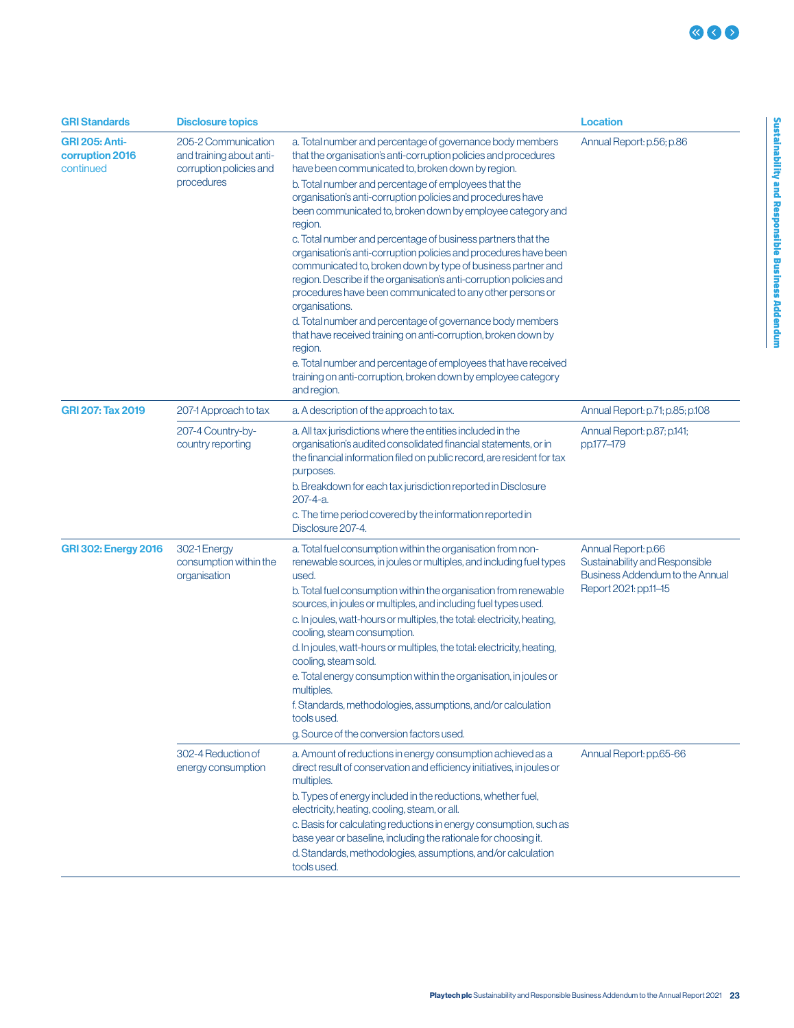| GRI Standards | Disclosure topics | | Location |
|---|---|---|---|
| **GRI 205: Anti-corruption 2016** continued | 205-2 Communication and training about anti-corruption policies and procedures | a. Total number and percentage of governance body members that the organisation's anti-corruption policies and procedures have been communicated to, broken down by region.<br>b. Total number and percentage of employees that the organisation's anti-corruption policies and procedures have been communicated to, broken down by employee category and region.<br>c. Total number and percentage of business partners that the organisation's anti-corruption policies and procedures have been communicated to, broken down by type of business partner and region. Describe if the organisation's anti-corruption policies and procedures have been communicated to any other persons or organisations.<br>d. Total number and percentage of governance body members that have received training on anti-corruption, broken down by region.<br>e. Total number and percentage of employees that have received training on anti-corruption, broken down by employee category and region. | Annual Report: p.56; p.86 |
| **GRI 207: Tax 2019** | 207-1 Approach to tax | a. A description of the approach to tax. | Annual Report: p.71; p.85; p.108 |
| | 207-4 Country-by-country reporting | a. All tax jurisdictions where the entities included in the organisation's audited consolidated financial statements, or in the financial information filed on public record, are resident for tax purposes.<br>b. Breakdown for each tax jurisdiction reported in Disclosure 207-4-a.<br>c. The time period covered by the information reported in Disclosure 207-4. | Annual Report: p.87; p.141; pp.177–179 |
| **GRI 302: Energy 2016** | 302-1 Energy consumption within the organisation | a. Total fuel consumption within the organisation from non-renewable sources, in joules or multiples, and including fuel types used.<br>b. Total fuel consumption within the organisation from renewable sources, in joules or multiples, and including fuel types used.<br>c. In joules, watt-hours or multiples, the total: electricity, heating, cooling, steam consumption.<br>d. In joules, watt-hours or multiples, the total: electricity, heating, cooling, steam sold.<br>e. Total energy consumption within the organisation, in joules or multiples.<br>f. Standards, methodologies, assumptions, and/or calculation tools used.<br>g. Source of the conversion factors used. | Annual Report: p.66<br>Sustainability and Responsible Business Addendum to the Annual Report 2021: pp.11–15 |
| | 302-4 Reduction of energy consumption | a. Amount of reductions in energy consumption achieved as a direct result of conservation and efficiency initiatives, in joules or multiples.<br>b. Types of energy included in the reductions, whether fuel, electricity, heating, cooling, steam, or all.<br>c. Basis for calculating reductions in energy consumption, such as base year or baseline, including the rationale for choosing it.<br>d. Standards, methodologies, assumptions, and/or calculation tools used. | Annual Report: pp.65-66 |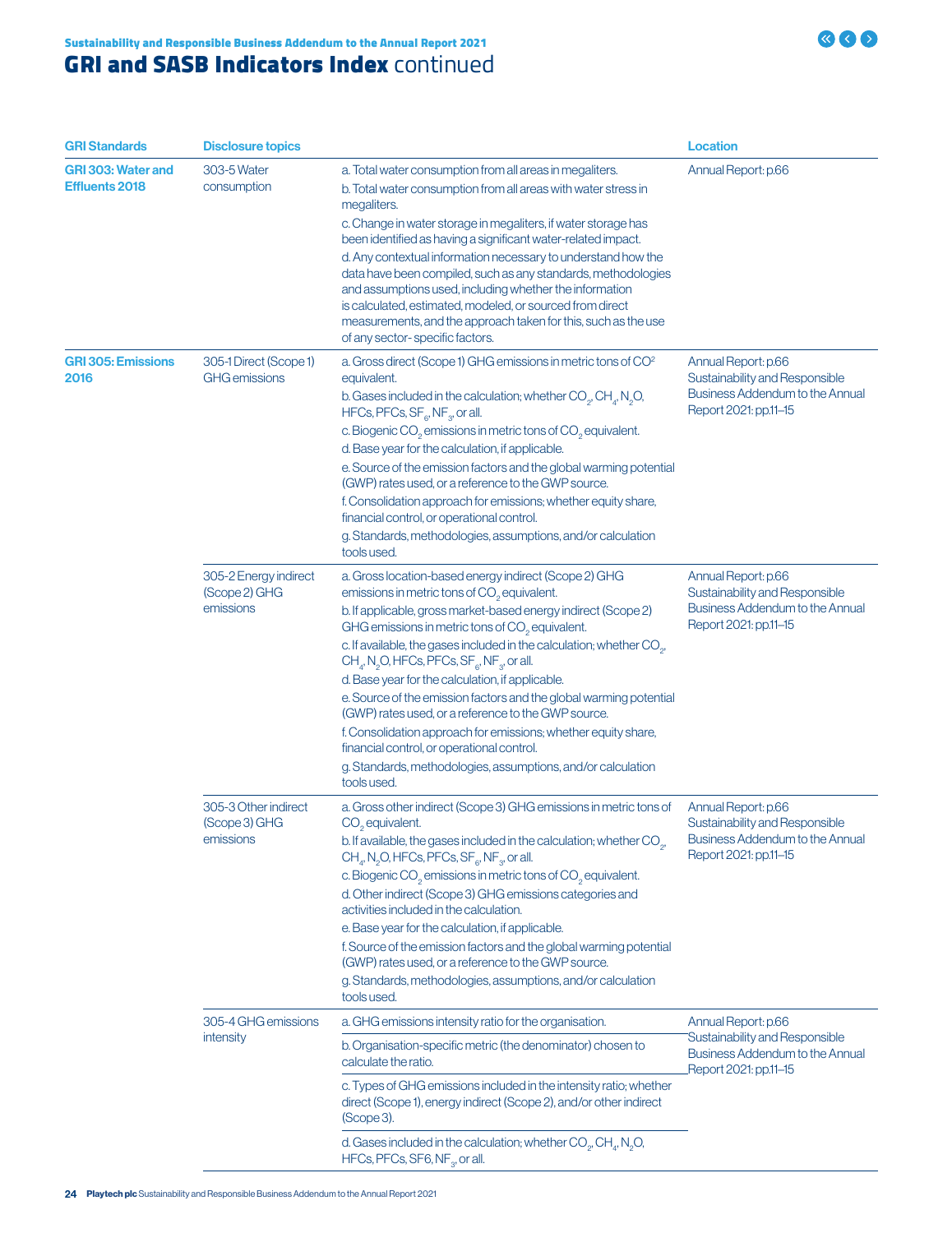## GRI and SASB Indicators Index continued

| GRI Standards | Disclosure topics | | Location |
|---|---|---|---|
| **GRI 303: Water and Effluents 2018** | 303-5 Water consumption | a. Total water consumption from all areas in megaliters.<br>b. Total water consumption from all areas with water stress in megaliters.<br>c. Change in water storage in megaliters, if water storage has been identified as having a significant water-related impact.<br>d. Any contextual information necessary to understand how the data have been compiled, such as any standards, methodologies and assumptions used, including whether the information is calculated, estimated, modeled, or sourced from direct measurements, and the approach taken for this, such as the use of any sector- specific factors. | Annual Report: p.66 |
| **GRI 305: Emissions 2016** | 305-1 Direct (Scope 1) GHG emissions | a. Gross direct (Scope 1) GHG emissions in metric tons of $CO^2$ equivalent.<br>b. Gases included in the calculation; whether $CO_2$, $CH_4$, $N_2O$, HFCs, PFCs, $SF_6$, $NF_3$, or all.<br>c. Biogenic $CO_2$ emissions in metric tons of $CO_2$ equivalent.<br>d. Base year for the calculation, if applicable.<br>e. Source of the emission factors and the global warming potential (GWP) rates used, or a reference to the GWP source.<br>f. Consolidation approach for emissions; whether equity share, financial control, or operational control.<br>g. Standards, methodologies, assumptions, and/or calculation tools used. | Annual Report: p.66<br>Sustainability and Responsible Business Addendum to the Annual Report 2021: pp.11–15 |
| | 305-2 Energy indirect (Scope 2) GHG emissions | a. Gross location-based energy indirect (Scope 2) GHG emissions in metric tons of $CO_2$ equivalent.<br>b. If applicable, gross market-based energy indirect (Scope 2) GHG emissions in metric tons of $CO_2$ equivalent.<br>c. If available, the gases included in the calculation; whether $CO_2$, $CH_4$, $N_2O$, HFCs, PFCs, $SF_6$, $NF_3$, or all.<br>d. Base year for the calculation, if applicable.<br>e. Source of the emission factors and the global warming potential (GWP) rates used, or a reference to the GWP source.<br>f. Consolidation approach for emissions; whether equity share, financial control, or operational control.<br>g. Standards, methodologies, assumptions, and/or calculation tools used. | Annual Report: p.66<br>Sustainability and Responsible Business Addendum to the Annual Report 2021: pp.11–15 |
| | 305-3 Other indirect (Scope 3) GHG emissions | a. Gross other indirect (Scope 3) GHG emissions in metric tons of $CO_2$ equivalent.<br>b. If available, the gases included in the calculation; whether $CO_2$, $CH_4$, $N_2O$, HFCs, PFCs, $SF_6$, $NF_3$, or all.<br>c. Biogenic $CO_2$ emissions in metric tons of $CO_2$ equivalent.<br>d. Other indirect (Scope 3) GHG emissions categories and activities included in the calculation.<br>e. Base year for the calculation, if applicable.<br>f. Source of the emission factors and the global warming potential (GWP) rates used, or a reference to the GWP source.<br>g. Standards, methodologies, assumptions, and/or calculation tools used. | Annual Report: p.66<br>Sustainability and Responsible Business Addendum to the Annual Report 2021: pp.11–15 |
| | 305-4 GHG emissions intensity | a. GHG emissions intensity ratio for the organisation.<br>b. Organisation-specific metric (the denominator) chosen to calculate the ratio.<br>c. Types of GHG emissions included in the intensity ratio; whether direct (Scope 1), energy indirect (Scope 2), and/or other indirect (Scope 3).<br>d. Gases included in the calculation; whether $CO_2$, $CH_4$, $N_2O$, HFCs, PFCs, SF6, $NF_3$, or all. | Annual Report: p.66<br>Sustainability and Responsible Business Addendum to the Annual Report 2021: pp.11–15 |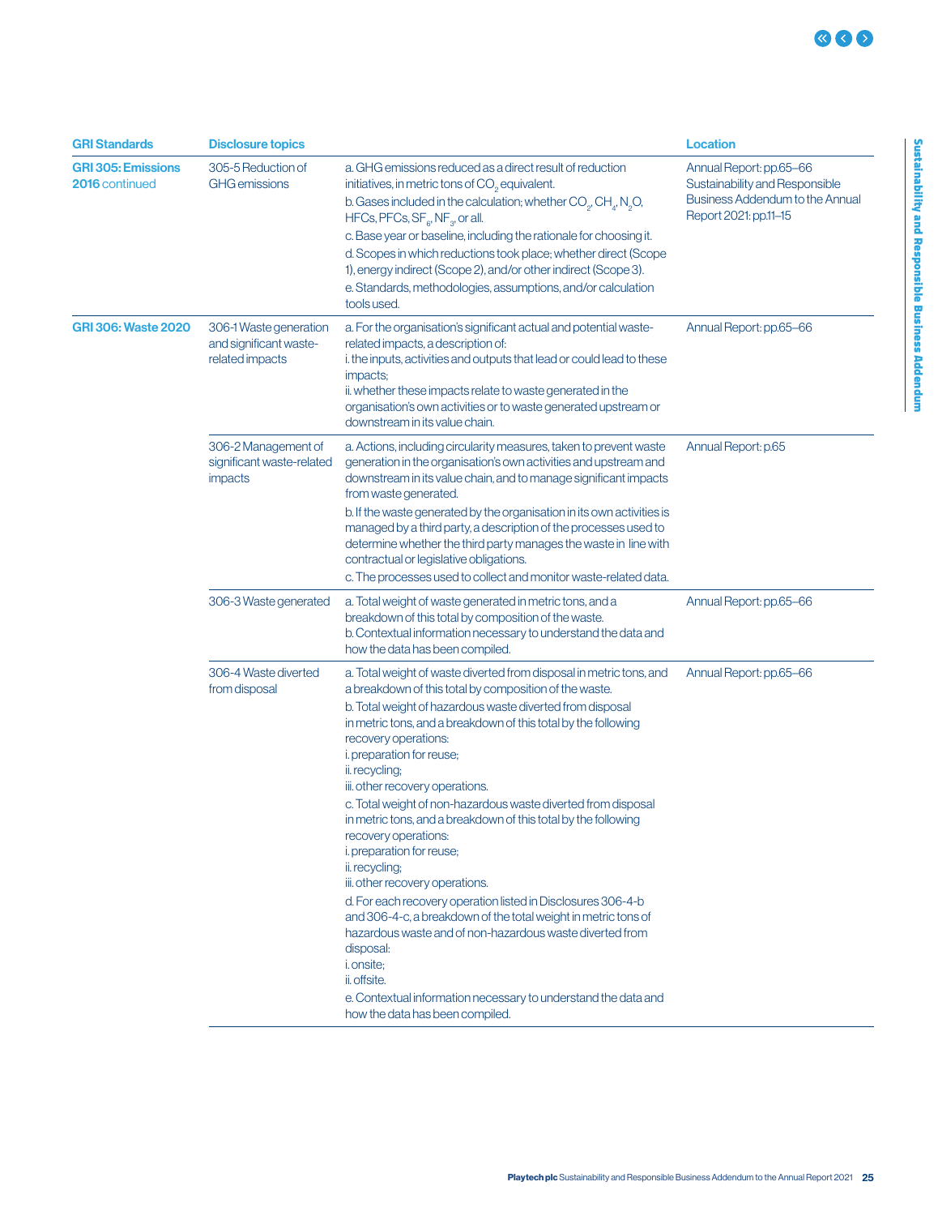| GRI Standards | Disclosure topics | | Location |
|---|---|---|---|
| **GRI 305: Emissions 2016** continued | 305-5 Reduction of GHG emissions | a. GHG emissions reduced as a direct result of reduction initiatives, in metric tons of $CO_2$ equivalent.<br>b. Gases included in the calculation; whether $CO_2$, $CH_4$, $N_2O$, HFCs, PFCs, $SF_6$, $NF_3$, or all.<br>c. Base year or baseline, including the rationale for choosing it.<br>d. Scopes in which reductions took place; whether direct (Scope 1), energy indirect (Scope 2), and/or other indirect (Scope 3).<br>e. Standards, methodologies, assumptions, and/or calculation tools used. | Annual Report: pp.65–66<br>Sustainability and Responsible Business Addendum to the Annual Report 2021: pp.11–15 |
| **GRI 306: Waste 2020** | 306-1 Waste generation and significant waste-related impacts | a. For the organisation's significant actual and potential waste-related impacts, a description of:<br>i. the inputs, activities and outputs that lead or could lead to these impacts;<br>ii. whether these impacts relate to waste generated in the organisation's own activities or to waste generated upstream or downstream in its value chain. | Annual Report: pp.65–66 |
| | 306-2 Management of significant waste-related impacts | a. Actions, including circularity measures, taken to prevent waste generation in the organisation's own activities and upstream and downstream in its value chain, and to manage significant impacts from waste generated.<br>b. If the waste generated by the organisation in its own activities is managed by a third party, a description of the processes used to determine whether the third party manages the waste in line with contractual or legislative obligations.<br>c. The processes used to collect and monitor waste-related data. | Annual Report: p.65 |
| | 306-3 Waste generated | a. Total weight of waste generated in metric tons, and a breakdown of this total by composition of the waste.<br>b. Contextual information necessary to understand the data and how the data has been compiled. | Annual Report: pp.65–66 |
| | 306-4 Waste diverted from disposal | a. Total weight of waste diverted from disposal in metric tons, and a breakdown of this total by composition of the waste.<br>b. Total weight of hazardous waste diverted from disposal in metric tons, and a breakdown of this total by the following recovery operations:<br>i. preparation for reuse;<br>ii. recycling;<br>iii. other recovery operations.<br>c. Total weight of non-hazardous waste diverted from disposal in metric tons, and a breakdown of this total by the following recovery operations:<br>i. preparation for reuse;<br>ii. recycling;<br>iii. other recovery operations.<br>d. For each recovery operation listed in Disclosures 306-4-b and 306-4-c, a breakdown of the total weight in metric tons of hazardous waste and of non-hazardous waste diverted from disposal:<br>i. onsite;<br>ii. offsite.<br>e. Contextual information necessary to understand the data and how the data has been compiled. | Annual Report: pp.65–66 |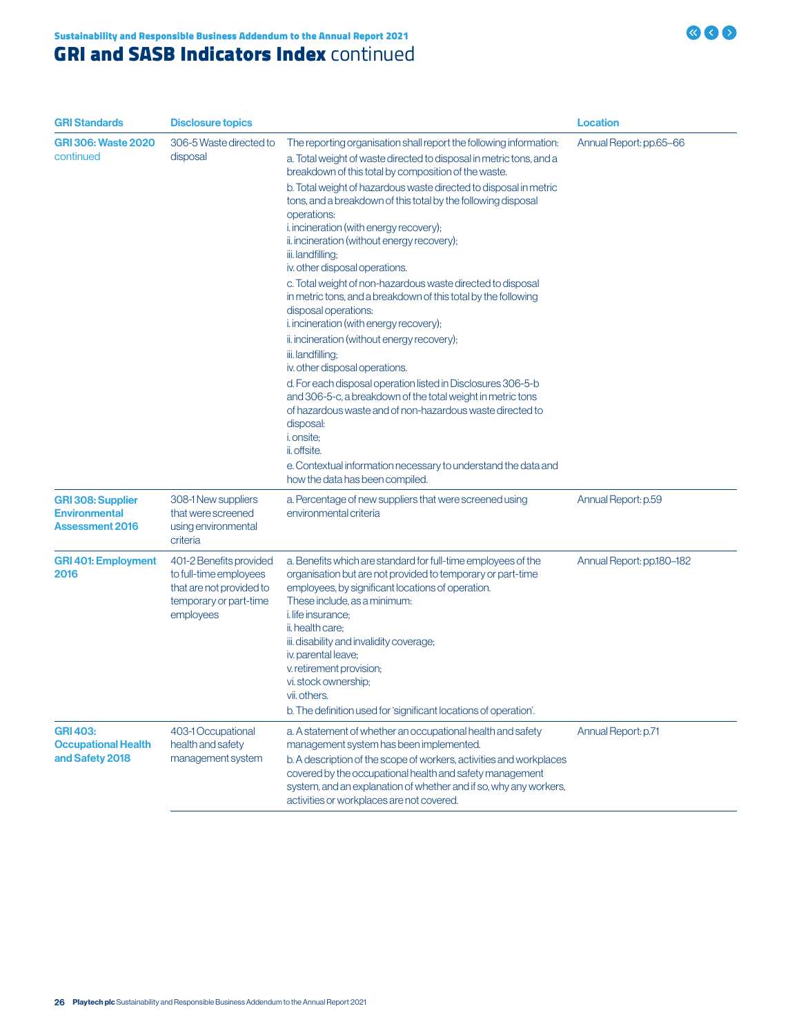# GRI and SASB Indicators Index continued

| GRI Standards | Disclosure topics | | Location |
|---|---|---|---|
| **GRI 306: Waste 2020** continued | 306-5 Waste directed to disposal | The reporting organisation shall report the following information:<br>a. Total weight of waste directed to disposal in metric tons, and a breakdown of this total by composition of the waste.<br>b. Total weight of hazardous waste directed to disposal in metric tons, and a breakdown of this total by the following disposal operations:<br>i. incineration (with energy recovery);<br>ii. incineration (without energy recovery);<br>iii. landfilling;<br>iv. other disposal operations.<br>c. Total weight of non-hazardous waste directed to disposal in metric tons, and a breakdown of this total by the following disposal operations:<br>i. incineration (with energy recovery);<br>ii. incineration (without energy recovery);<br>iii. landfilling;<br>iv. other disposal operations.<br>d. For each disposal operation listed in Disclosures 306-5-b and 306-5-c, a breakdown of the total weight in metric tons of hazardous waste and of non-hazardous waste directed to disposal:<br>i. onsite;<br>ii. offsite.<br>e. Contextual information necessary to understand the data and how the data has been compiled. | Annual Report: pp.65–66 |
| **GRI 308: Supplier Environmental Assessment 2016** | 308-1 New suppliers that were screened using environmental criteria | a. Percentage of new suppliers that were screened using environmental criteria | Annual Report: p.59 |
| **GRI 401: Employment 2016** | 401-2 Benefits provided to full-time employees that are not provided to temporary or part-time employees | a. Benefits which are standard for full-time employees of the organisation but are not provided to temporary or part-time employees, by significant locations of operation. These include, as a minimum:<br>i. life insurance;<br>ii. health care;<br>iii. disability and invalidity coverage;<br>iv. parental leave;<br>v. retirement provision;<br>vi. stock ownership;<br>vii. others.<br>b. The definition used for 'significant locations of operation'. | Annual Report: pp.180–182 |
| **GRI 403: Occupational Health and Safety 2018** | 403-1 Occupational health and safety management system | a. A statement of whether an occupational health and safety management system has been implemented.<br>b. A description of the scope of workers, activities and workplaces covered by the occupational health and safety management system, and an explanation of whether and if so, why any workers, activities or workplaces are not covered. | Annual Report: p.71 |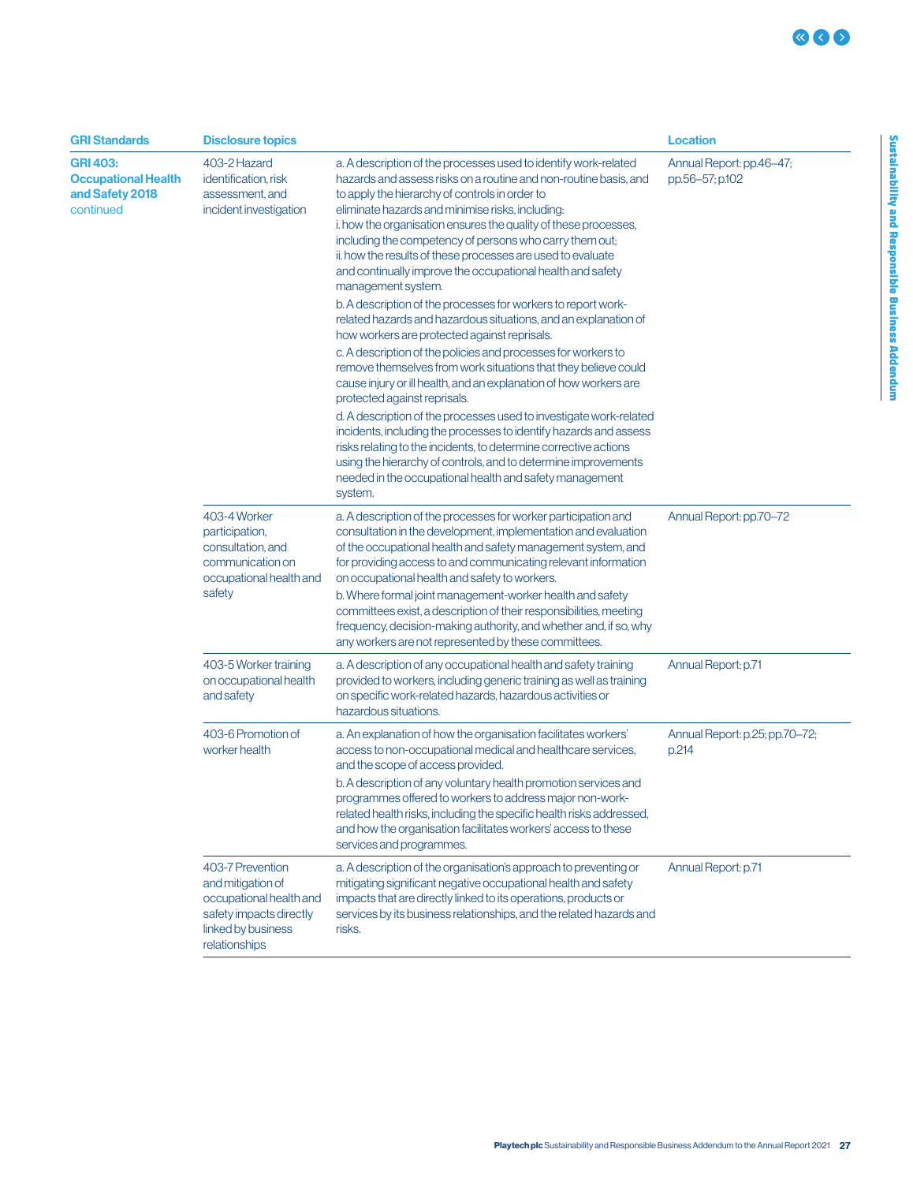| GRI Standards | Disclosure topics | | Location |
|---|---|---|---|
| **GRI 403: Occupational Health and Safety 2018** continued | 403-2 Hazard identification, risk assessment, and incident investigation | a. A description of the processes used to identify work-related hazards and assess risks on a routine and non-routine basis, and to apply the hierarchy of controls in order to eliminate hazards and minimise risks, including:<br>i. how the organisation ensures the quality of these processes, including the competency of persons who carry them out;<br>ii. how the results of these processes are used to evaluate and continually improve the occupational health and safety management system.<br>b. A description of the processes for workers to report work-related hazards and hazardous situations, and an explanation of how workers are protected against reprisals.<br>c. A description of the policies and processes for workers to remove themselves from work situations that they believe could cause injury or ill health, and an explanation of how workers are protected against reprisals.<br>d. A description of the processes used to investigate work-related incidents, including the processes to identify hazards and assess risks relating to the incidents, to determine corrective actions using the hierarchy of controls, and to determine improvements needed in the occupational health and safety management system. | Annual Report: pp.46–47; pp.56–57; p.102 |
| | 403-4 Worker participation, consultation, and communication on occupational health and safety | a. A description of the processes for worker participation and consultation in the development, implementation and evaluation of the occupational health and safety management system, and for providing access to and communicating relevant information on occupational health and safety to workers.<br>b. Where formal joint management-worker health and safety committees exist, a description of their responsibilities, meeting frequency, decision-making authority, and whether and, if so, why any workers are not represented by these committees. | Annual Report: pp.70–72 |
| | 403-5 Worker training on occupational health and safety | a. A description of any occupational health and safety training provided to workers, including generic training as well as training on specific work-related hazards, hazardous activities or hazardous situations. | Annual Report: p.71 |
| | 403-6 Promotion of worker health | a. An explanation of how the organisation facilitates workers' access to non-occupational medical and healthcare services, and the scope of access provided.<br>b. A description of any voluntary health promotion services and programmes offered to workers to address major non-work-related health risks, including the specific health risks addressed, and how the organisation facilitates workers' access to these services and programmes. | Annual Report: p.25; pp.70–72; p.214 |
| | 403-7 Prevention and mitigation of occupational health and safety impacts directly linked by business relationships | a. A description of the organisation's approach to preventing or mitigating significant negative occupational health and safety impacts that are directly linked to its operations, products or services by its business relationships, and the related hazards and risks. | Annual Report: p.71 |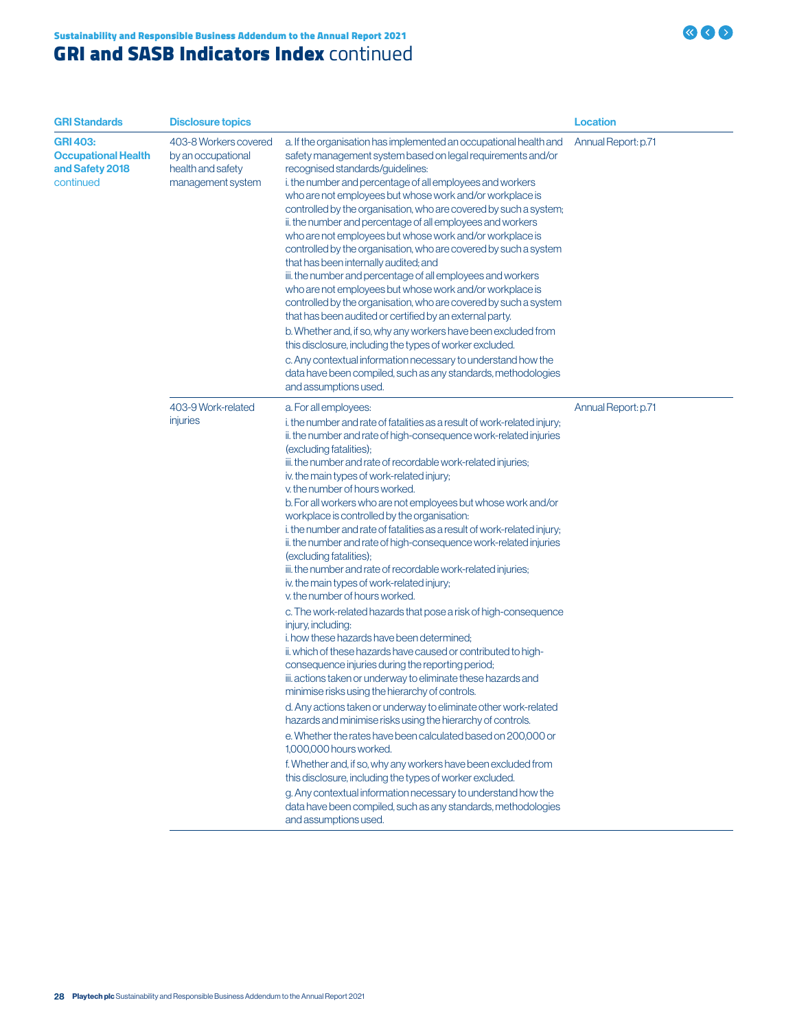## GRI and SASB Indicators Index continued

| GRI Standards | Disclosure topics | | Location |
|---|---|---|---|
| **GRI 403: Occupational Health and Safety 2018** continued | 403-8 Workers covered by an occupational health and safety management system | a. If the organisation has implemented an occupational health and safety management system based on legal requirements and/or recognised standards/guidelines:<br>i. the number and percentage of all employees and workers who are not employees but whose work and/or workplace is controlled by the organisation, who are covered by such a system;<br>ii. the number and percentage of all employees and workers who are not employees but whose work and/or workplace is controlled by the organisation, who are covered by such a system that has been internally audited; and<br>iii. the number and percentage of all employees and workers who are not employees but whose work and/or workplace is controlled by the organisation, who are covered by such a system that has been audited or certified by an external party.<br>b. Whether and, if so, why any workers have been excluded from this disclosure, including the types of worker excluded.<br>c. Any contextual information necessary to understand how the data have been compiled, such as any standards, methodologies and assumptions used. | Annual Report: p.71 |
| | 403-9 Work-related injuries | a. For all employees:<br>i. the number and rate of fatalities as a result of work-related injury;<br>ii. the number and rate of high-consequence work-related injuries (excluding fatalities);<br>iii. the number and rate of recordable work-related injuries;<br>iv. the main types of work-related injury;<br>v. the number of hours worked.<br>b. For all workers who are not employees but whose work and/or workplace is controlled by the organisation:<br>i. the number and rate of fatalities as a result of work-related injury;<br>ii. the number and rate of high-consequence work-related injuries (excluding fatalities);<br>iii. the number and rate of recordable work-related injuries;<br>iv. the main types of work-related injury;<br>v. the number of hours worked.<br>c. The work-related hazards that pose a risk of high-consequence injury, including:<br>i. how these hazards have been determined;<br>ii. which of these hazards have caused or contributed to high-consequence injuries during the reporting period;<br>iii. actions taken or underway to eliminate these hazards and minimise risks using the hierarchy of controls.<br>d. Any actions taken or underway to eliminate other work-related hazards and minimise risks using the hierarchy of controls.<br>e. Whether the rates have been calculated based on 200,000 or 1,000,000 hours worked.<br>f. Whether and, if so, why any workers have been excluded from this disclosure, including the types of worker excluded.<br>g. Any contextual information necessary to understand how the data have been compiled, such as any standards, methodologies and assumptions used. | Annual Report: p.71 |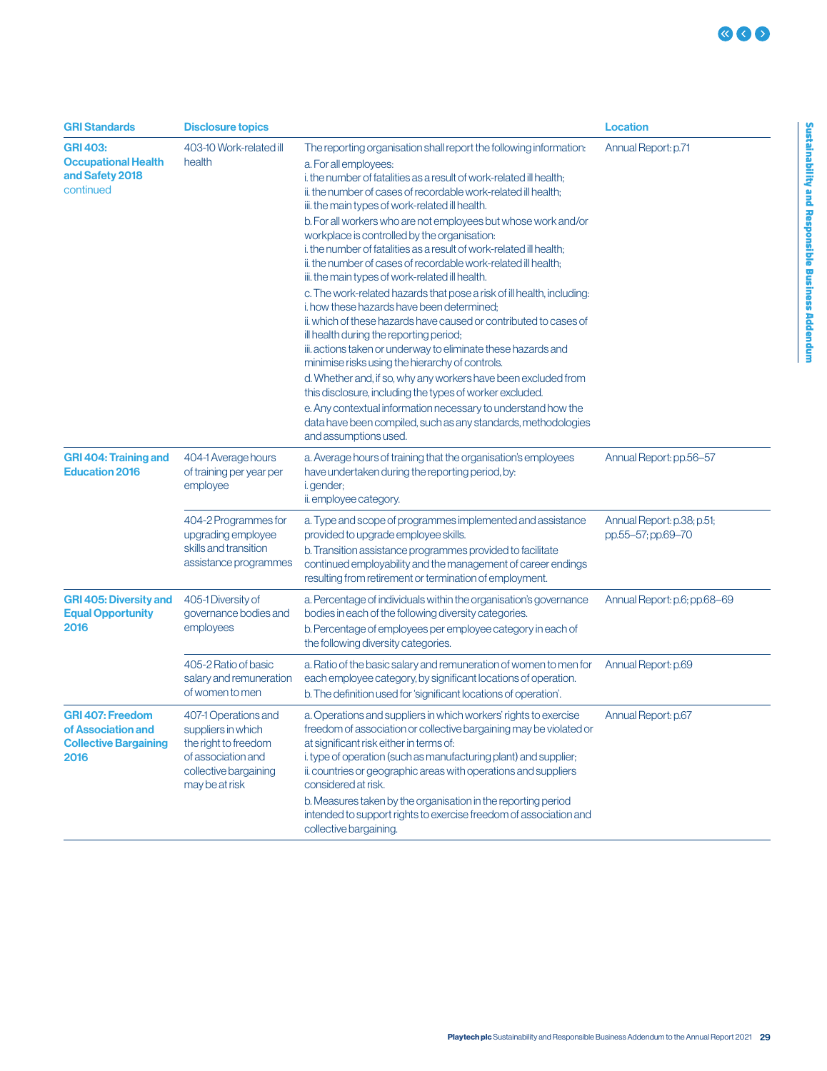| GRI Standards | Disclosure topics | | Location |
|---|---|---|---|
| **GRI 403: Occupational Health and Safety 2018** continued | 403-10 Work-related ill health | The reporting organisation shall report the following information:<br>a. For all employees:<br>i. the number of fatalities as a result of work-related ill health;<br>ii. the number of cases of recordable work-related ill health;<br>iii. the main types of work-related ill health.<br>b. For all workers who are not employees but whose work and/or workplace is controlled by the organisation:<br>i. the number of fatalities as a result of work-related ill health;<br>ii. the number of cases of recordable work-related ill health;<br>iii. the main types of work-related ill health.<br>c. The work-related hazards that pose a risk of ill health, including:<br>i. how these hazards have been determined;<br>ii. which of these hazards have caused or contributed to cases of ill health during the reporting period;<br>iii. actions taken or underway to eliminate these hazards and minimise risks using the hierarchy of controls.<br>d. Whether and, if so, why any workers have been excluded from this disclosure, including the types of worker excluded.<br>e. Any contextual information necessary to understand how the data have been compiled, such as any standards, methodologies and assumptions used. | Annual Report: p.71 |
| **GRI 404: Training and Education 2016** | 404-1 Average hours of training per year per employee | a. Average hours of training that the organisation's employees have undertaken during the reporting period, by:<br>i. gender;<br>ii. employee category. | Annual Report: pp.56–57 |
| | 404-2 Programmes for upgrading employee skills and transition assistance programmes | a. Type and scope of programmes implemented and assistance provided to upgrade employee skills.<br>b. Transition assistance programmes provided to facilitate continued employability and the management of career endings resulting from retirement or termination of employment. | Annual Report: p.38; p.51; pp.55–57; pp.69–70 |
| **GRI 405: Diversity and Equal Opportunity 2016** | 405-1 Diversity of governance bodies and employees | a. Percentage of individuals within the organisation's governance bodies in each of the following diversity categories.<br>b. Percentage of employees per employee category in each of the following diversity categories. | Annual Report: p.6; pp.68–69 |
| | 405-2 Ratio of basic salary and remuneration of women to men | a. Ratio of the basic salary and remuneration of women to men for each employee category, by significant locations of operation.<br>b. The definition used for 'significant locations of operation'. | Annual Report: p.69 |
| **GRI 407: Freedom of Association and Collective Bargaining 2016** | 407-1 Operations and suppliers in which the right to freedom of association and collective bargaining may be at risk | a. Operations and suppliers in which workers' rights to exercise freedom of association or collective bargaining may be violated or at significant risk either in terms of:<br>i. type of operation (such as manufacturing plant) and supplier;<br>ii. countries or geographic areas with operations and suppliers considered at risk.<br>b. Measures taken by the organisation in the reporting period intended to support rights to exercise freedom of association and collective bargaining. | Annual Report: p.67 |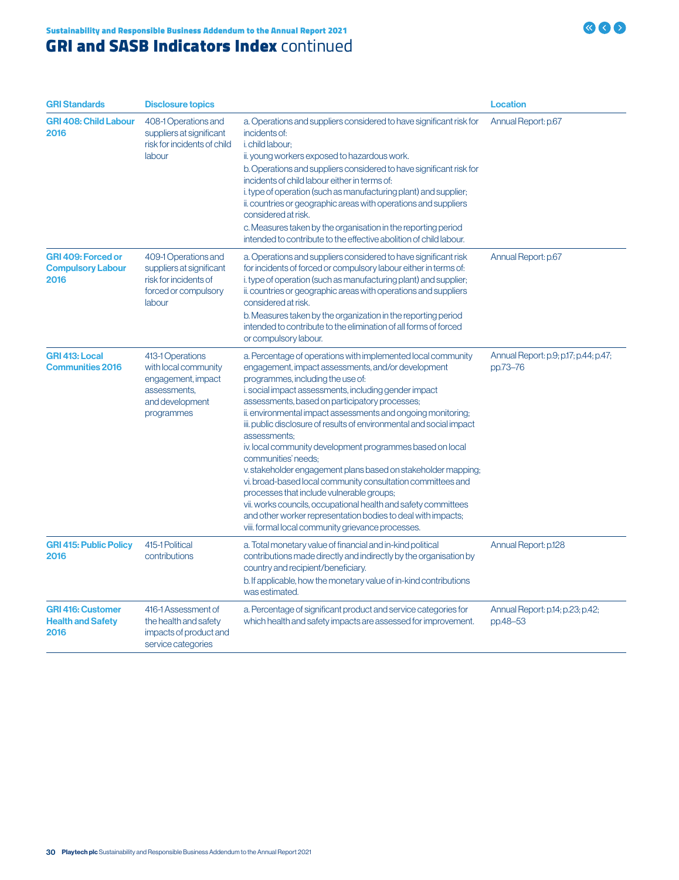## GRI and SASB Indicators Index continued

| GRI Standards | Disclosure topics | | Location |
|---|---|---|---|
| **GRI 408: Child Labour 2016** | 408-1 Operations and suppliers at significant risk for incidents of child labour | a. Operations and suppliers considered to have significant risk for incidents of:<br>i. child labour;<br>ii. young workers exposed to hazardous work.<br>b. Operations and suppliers considered to have significant risk for incidents of child labour either in terms of:<br>i. type of operation (such as manufacturing plant) and supplier;<br>ii. countries or geographic areas with operations and suppliers considered at risk.<br>c. Measures taken by the organisation in the reporting period intended to contribute to the effective abolition of child labour. | Annual Report: p.67 |
| **GRI 409: Forced or Compulsory Labour 2016** | 409-1 Operations and suppliers at significant risk for incidents of forced or compulsory labour | a. Operations and suppliers considered to have significant risk for incidents of forced or compulsory labour either in terms of:<br>i. type of operation (such as manufacturing plant) and supplier;<br>ii. countries or geographic areas with operations and suppliers considered at risk.<br>b. Measures taken by the organization in the reporting period intended to contribute to the elimination of all forms of forced or compulsory labour. | Annual Report: p.67 |
| **GRI 413: Local Communities 2016** | 413-1 Operations with local community engagement, impact assessments, and development programmes | a. Percentage of operations with implemented local community engagement, impact assessments, and/or development programmes, including the use of:<br>i. social impact assessments, including gender impact assessments, based on participatory processes;<br>ii. environmental impact assessments and ongoing monitoring;<br>iii. public disclosure of results of environmental and social impact assessments;<br>iv. local community development programmes based on local communities' needs;<br>v. stakeholder engagement plans based on stakeholder mapping;<br>vi. broad-based local community consultation committees and processes that include vulnerable groups;<br>vii. works councils, occupational health and safety committees and other worker representation bodies to deal with impacts;<br>viii. formal local community grievance processes. | Annual Report: p.9; p.17; p.44; p.47; pp.73–76 |
| **GRI 415: Public Policy 2016** | 415-1 Political contributions | a. Total monetary value of financial and in-kind political contributions made directly and indirectly by the organisation by country and recipient/beneficiary.<br>b. If applicable, how the monetary value of in-kind contributions was estimated. | Annual Report: p.128 |
| **GRI 416: Customer Health and Safety 2016** | 416-1 Assessment of the health and safety impacts of product and service categories | a. Percentage of significant product and service categories for which health and safety impacts are assessed for improvement. | Annual Report: p.14; p.23; p.42; pp.48–53 |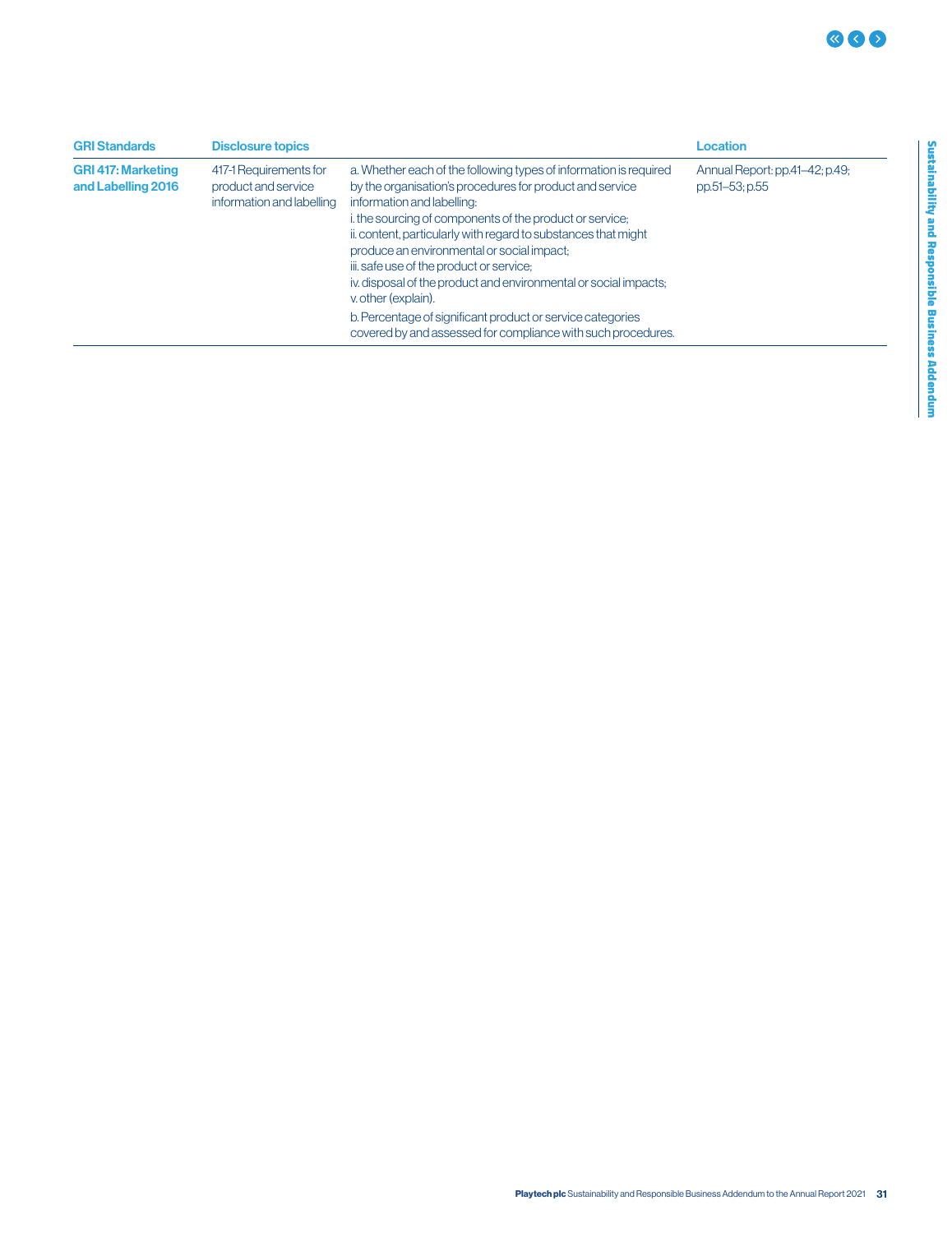| GRI Standards | Disclosure topics | | Location |
|---|---|---|---|
| **GRI 417: Marketing and Labelling 2016** | 417-1 Requirements for product and service information and labelling | a. Whether each of the following types of information is required by the organisation's procedures for product and service information and labelling:<br>i. the sourcing of components of the product or service;<br>ii. content, particularly with regard to substances that might produce an environmental or social impact;<br>iii. safe use of the product or service;<br>iv. disposal of the product and environmental or social impacts;<br>v. other (explain).<br>b. Percentage of significant product or service categories covered by and assessed for compliance with such procedures. | Annual Report: pp.41–42; p.49; pp.51–53; p.55 |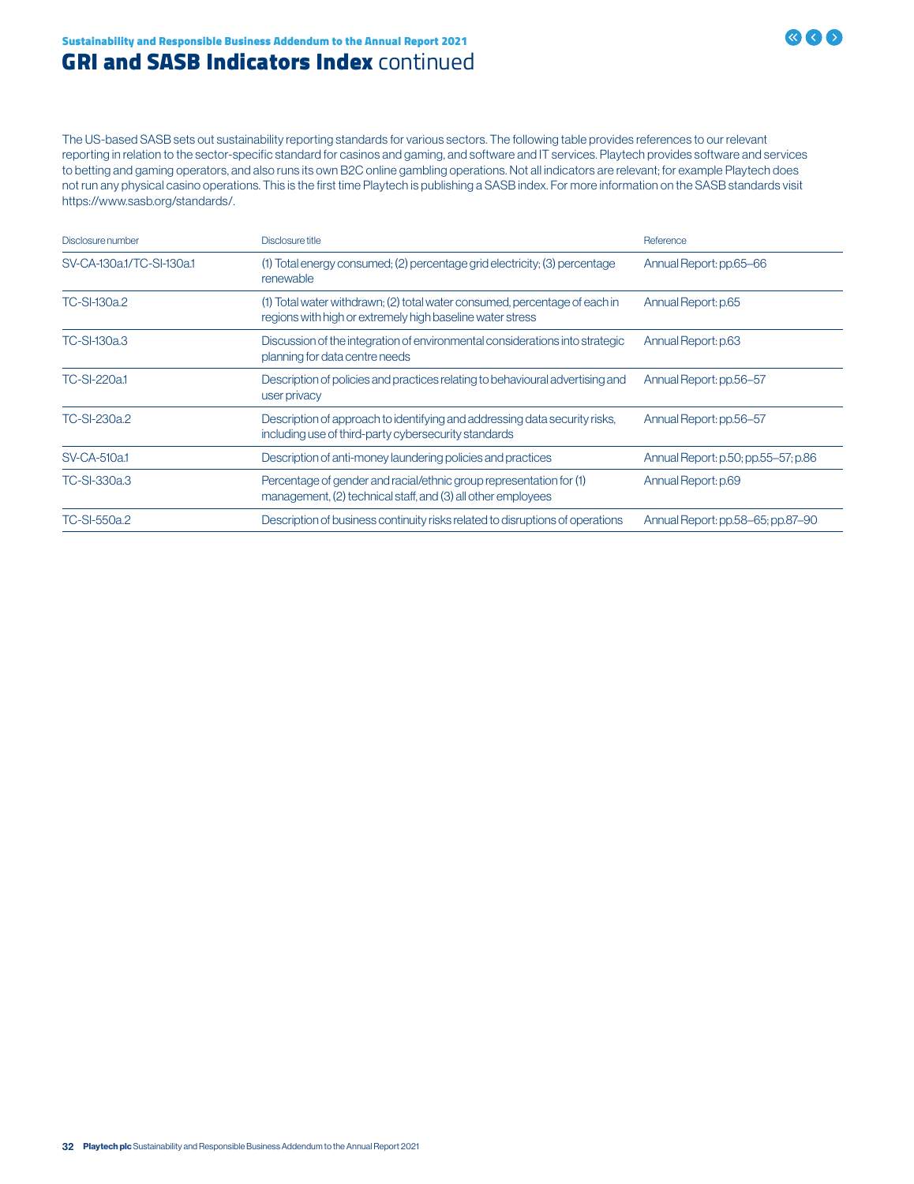# GRI and SASB Indicators Index continued

The US-based SASB sets out sustainability reporting standards for various sectors. The following table provides references to our relevant reporting in relation to the sector-specific standard for casinos and gaming, and software and IT services. Playtech provides software and services to betting and gaming operators, and also runs its own B2C online gambling operations. Not all indicators are relevant; for example Playtech does not run any physical casino operations. This is the first time Playtech is publishing a SASB index. For more information on the SASB standards visit https://www.sasb.org/standards/.

| Disclosure number | Disclosure title | Reference |
|---|---|---|
| SV-CA-130a.1/TC-SI-130a.1 | (1) Total energy consumed; (2) percentage grid electricity; (3) percentage renewable | Annual Report: pp.65–66 |
| TC-SI-130a.2 | (1) Total water withdrawn; (2) total water consumed, percentage of each in regions with high or extremely high baseline water stress | Annual Report: p.65 |
| TC-SI-130a.3 | Discussion of the integration of environmental considerations into strategic planning for data centre needs | Annual Report: p.63 |
| TC-SI-220a.1 | Description of policies and practices relating to behavioural advertising and user privacy | Annual Report: pp.56–57 |
| TC-SI-230a.2 | Description of approach to identifying and addressing data security risks, including use of third-party cybersecurity standards | Annual Report: pp.56–57 |
| SV-CA-510a.1 | Description of anti-money laundering policies and practices | Annual Report: p.50; pp.55–57; p.86 |
| TC-SI-330a.3 | Percentage of gender and racial/ethnic group representation for (1) management, (2) technical staff, and (3) all other employees | Annual Report: p.69 |
| TC-SI-550a.2 | Description of business continuity risks related to disruptions of operations | Annual Report: pp.58–65; pp.87–90 |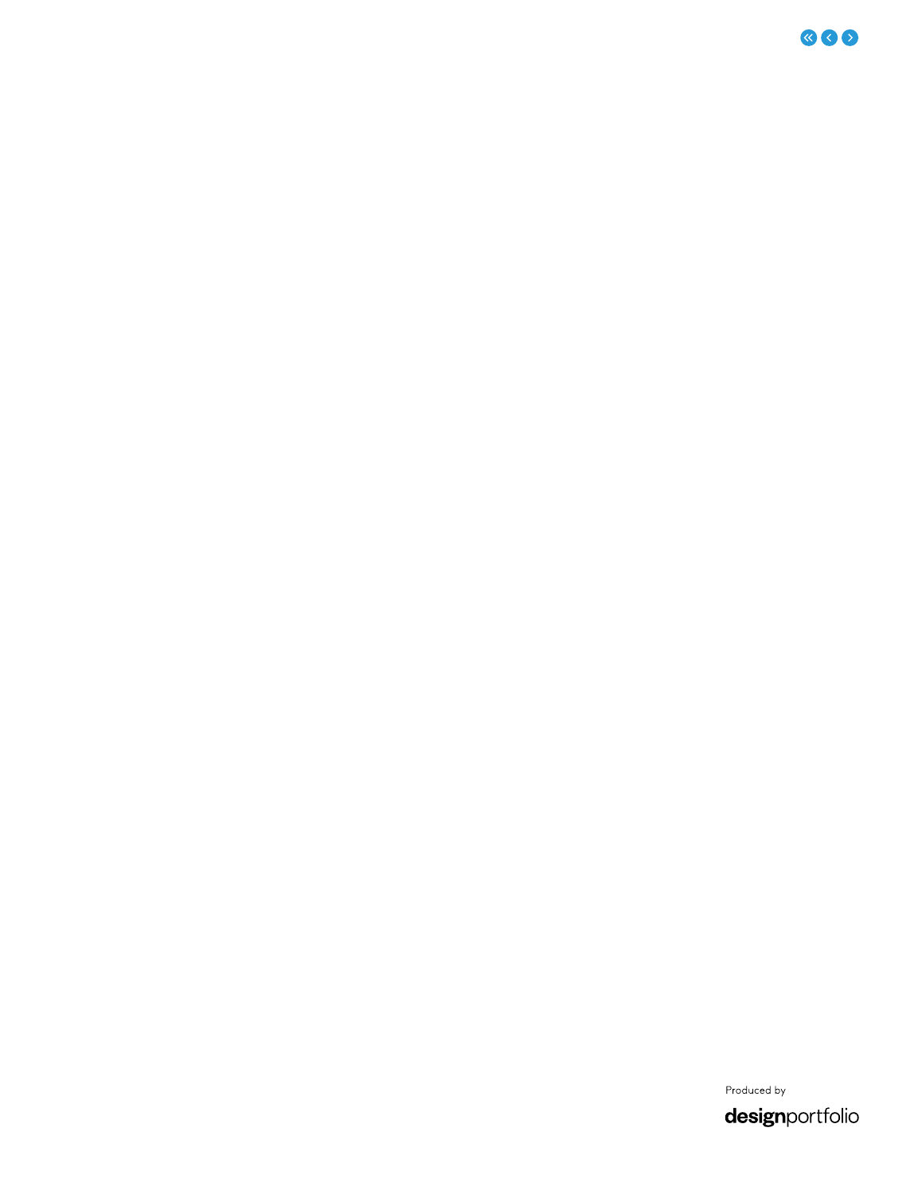Produced by

designportfolio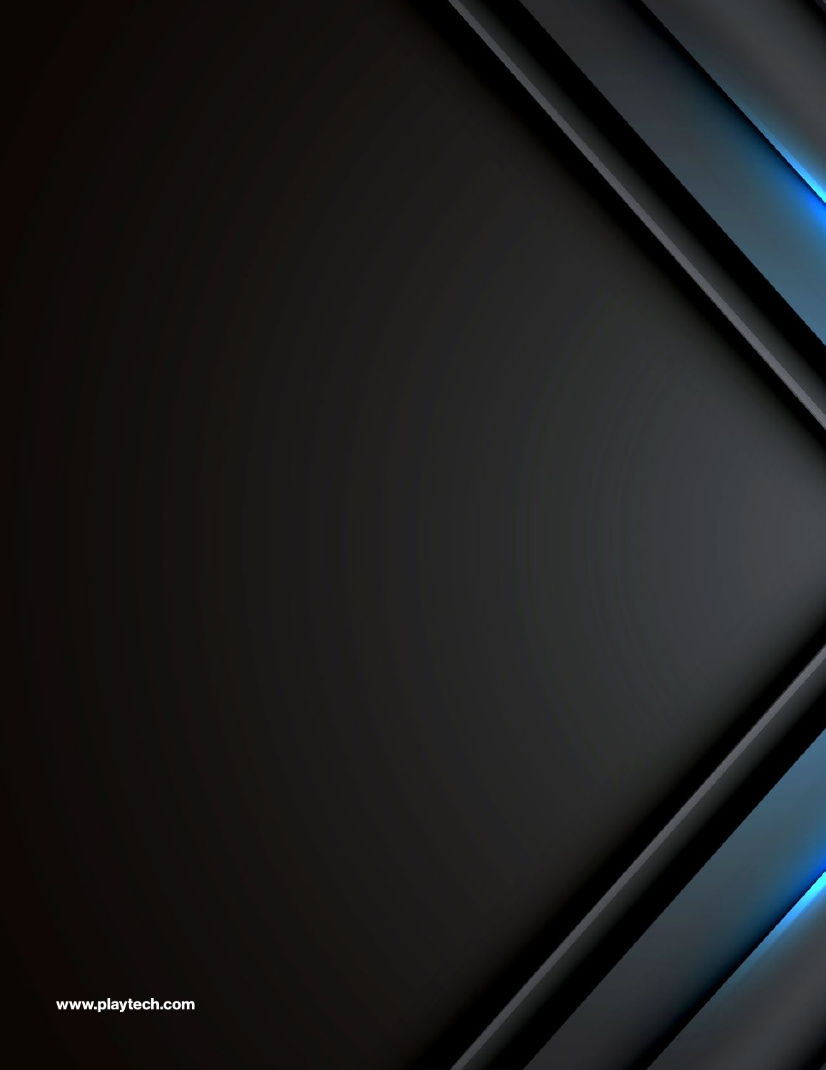www.playtech.com